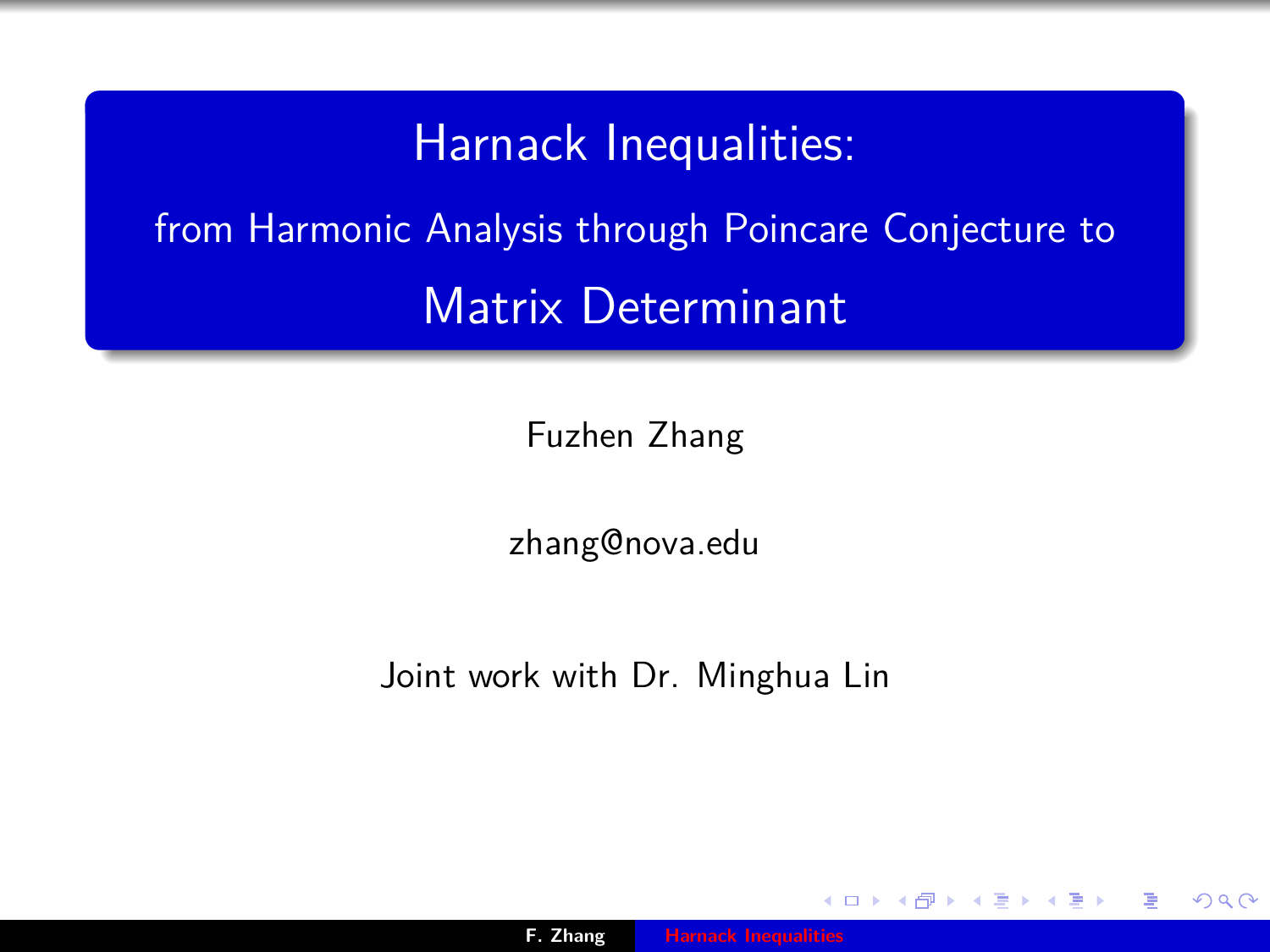# Harnack Inequalities:

## from Harmonic Analysis through Poincare Conjecture to

## Matrix Determinant

Fuzhen Zhang

zhang@nova.edu

Joint work with Dr. Minghua Lin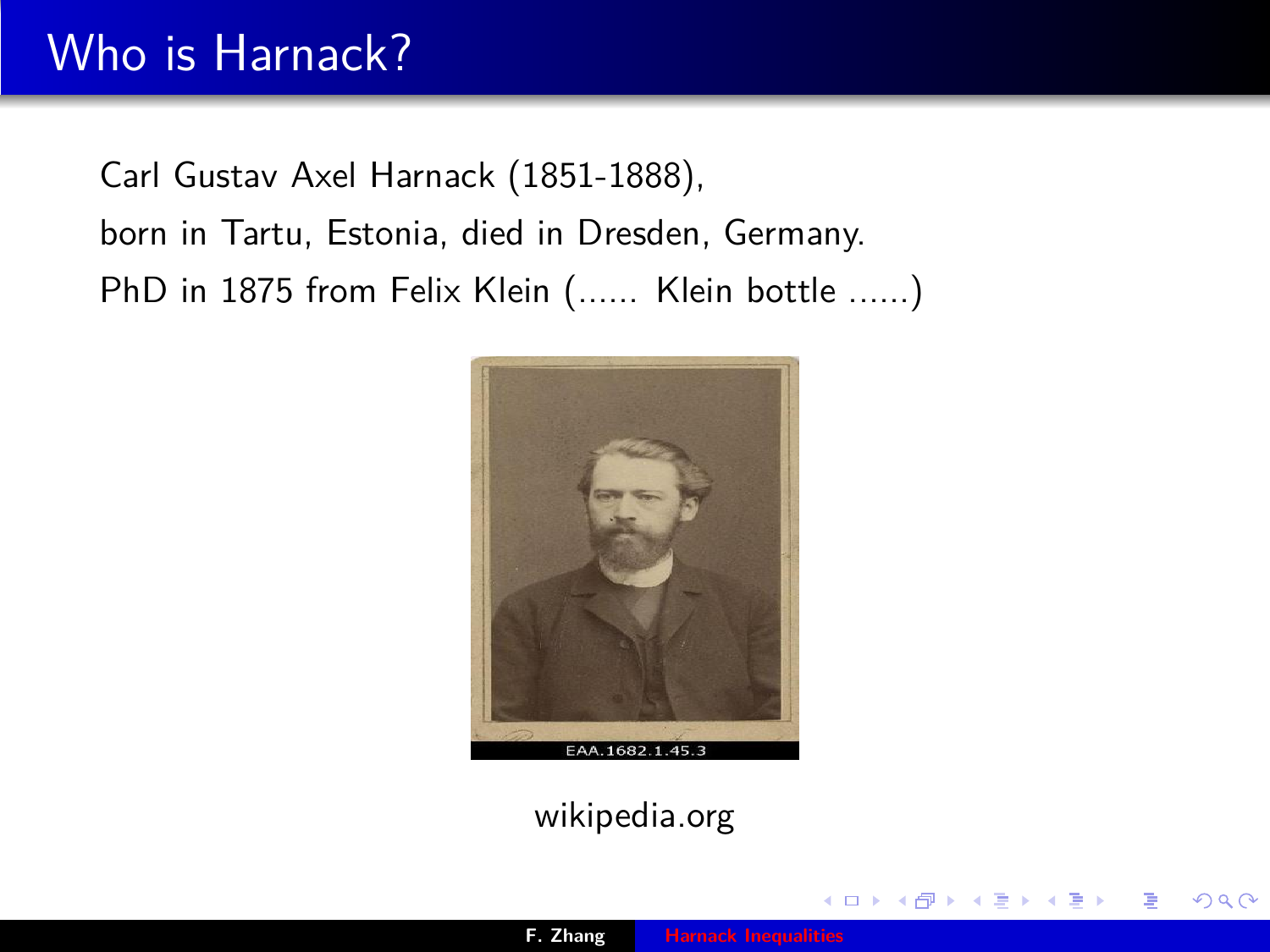# Who is Harnack?

Carl Gustav Axel Harnack (1851-1888),

born in Tartu, Estonia, died in Dresden, Germany.

PhD in 1875 from Felix Klein (...... Klein bottle ......)

wikipedia.org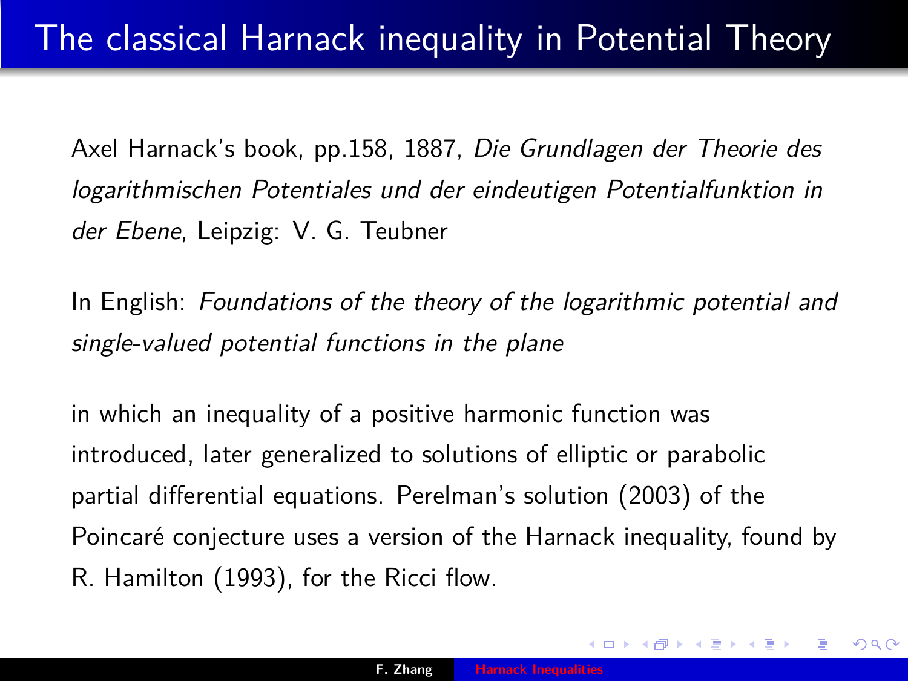# The classical Harnack inequality in Potential Theory

Axel Harnack's book, pp.158, 1887, *Die Grundlagen der Theorie des logarithmischen Potentiales und der eindeutigen Potentialfunktion in der Ebene*, Leipzig: V. G. Teubner

In English: *Foundations of the theory of the logarithmic potential and single-valued potential functions in the plane*

in which an inequality of a positive harmonic function was introduced, later generalized to solutions of elliptic or parabolic partial differential equations. Perelman's solution (2003) of the Poincaré conjecture uses a version of the Harnack inequality, found by R. Hamilton (1993), for the Ricci flow.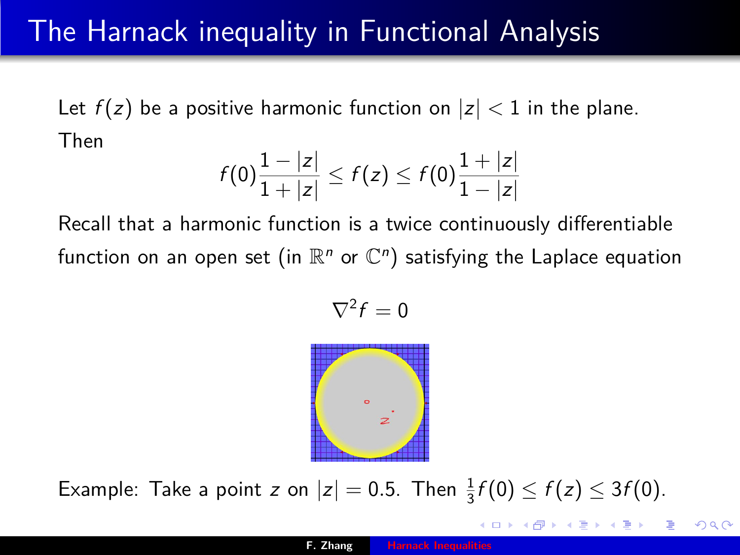# The Harnack inequality in Functional Analysis

Let $f(z)$ be a positive harmonic function on $|z| < 1$ in the plane. Then

$$f(0)\frac{1-|z|}{1+|z|} \leq f(z) \leq f(0)\frac{1+|z|}{1-|z|}$$

Recall that a harmonic function is a twice continuously differentiable function on an open set (in $\mathbb{R}^n$ or $\mathbb{C}^n$) satisfying the Laplace equation

$$\nabla^2 f = 0$$

Example: Take a point $z$ on $|z| = 0.5$. Then $\frac{1}{3}f(0) \leq f(z) \leq 3f(0)$.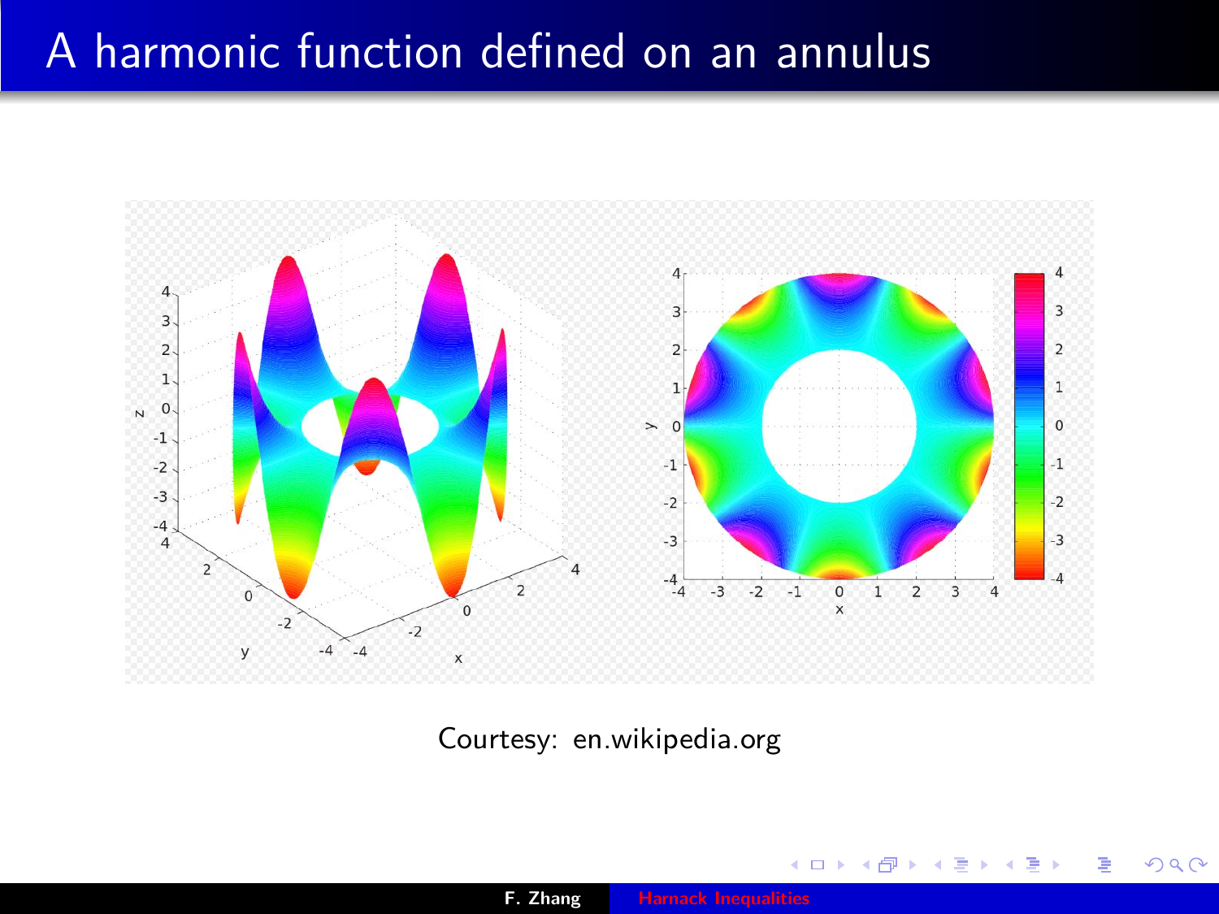# A harmonic function defined on an annulus

Courtesy: en.wikipedia.org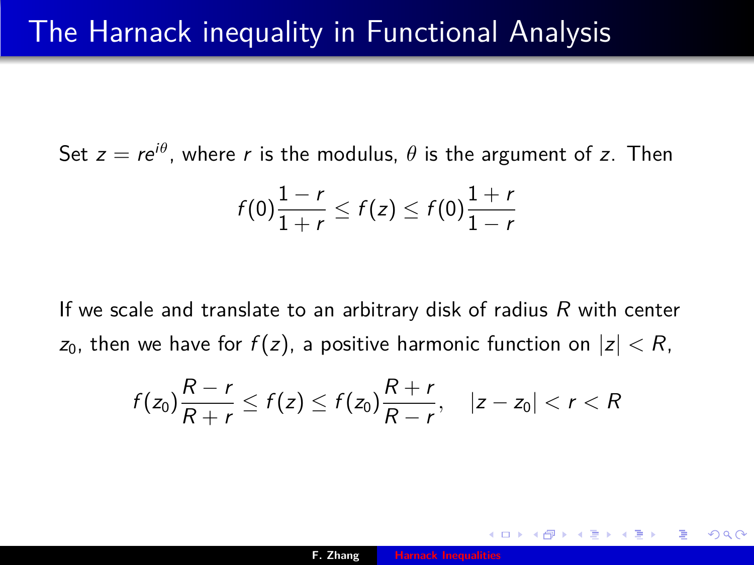# The Harnack inequality in Functional Analysis

Set $z = re^{i\theta}$, where $r$ is the modulus, $\theta$ is the argument of $z$. Then

$$f(0)\frac{1-r}{1+r} \leq f(z) \leq f(0)\frac{1+r}{1-r}$$

If we scale and translate to an arbitrary disk of radius $R$ with center $z_0$, then we have for $f(z)$, a positive harmonic function on $|z| < R$,

$$f(z_0)\frac{R-r}{R+r} \leq f(z) \leq f(z_0)\frac{R+r}{R-r}, \quad |z - z_0| < r < R$$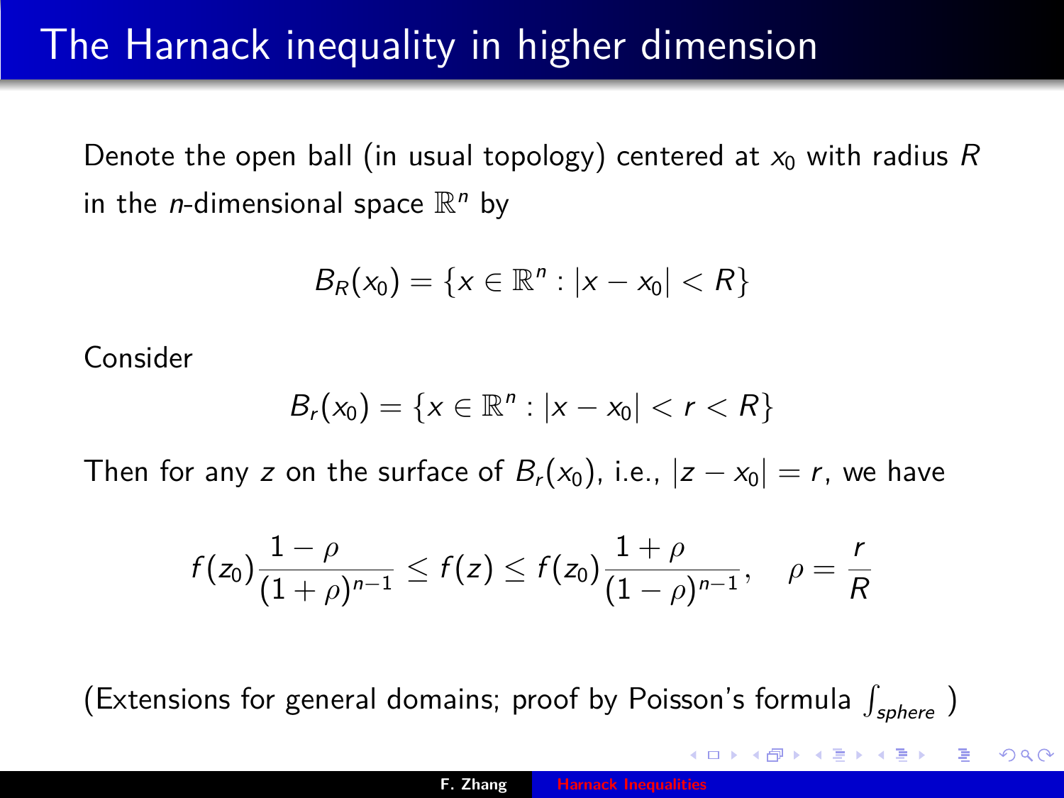# The Harnack inequality in higher dimension

Denote the open ball (in usual topology) centered at $x_0$ with radius $R$ in the $n$-dimensional space $\mathbb{R}^n$ by

$$B_R(x_0) = \{x \in \mathbb{R}^n : |x - x_0| < R\}$$

Consider

$$B_r(x_0) = \{x \in \mathbb{R}^n : |x - x_0| < r < R\}$$

Then for any $z$ on the surface of $B_r(x_0)$, i.e., $|z - x_0| = r$, we have

$$f(z_0)\frac{1-\rho}{(1+\rho)^{n-1}} \leq f(z) \leq f(z_0)\frac{1+\rho}{(1-\rho)^{n-1}}, \quad \rho = \frac{r}{R}$$

(Extensions for general domains; proof by Poisson's formula $\int_{sphere}$ )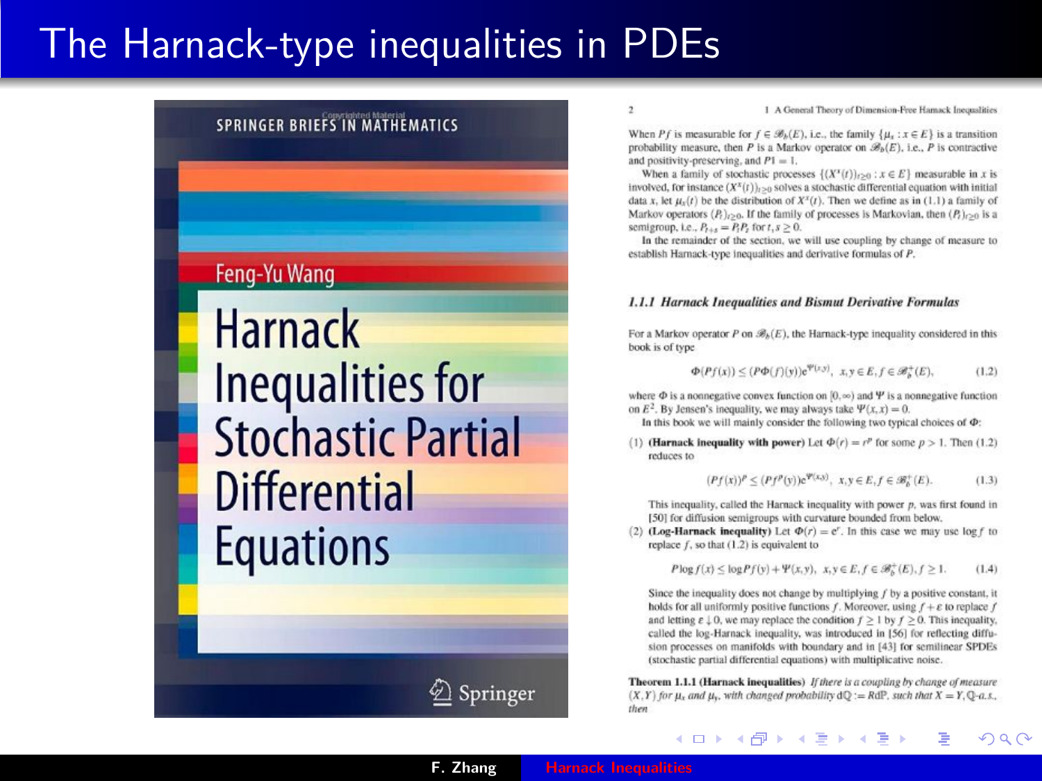# The Harnack-type inequalities in PDEs

SPRINGER BRIEFS IN MATHEMATICS

Feng-Yu Wang

**Harnack Inequalities for Stochastic Partial Differential Equations**

Springer

When $Pf$ is measurable for $f \in \mathscr{B}_b(E)$, i.e., the family $\{\mu_x : x \in E\}$ is a transition probability measure, then $P$ is a Markov operator on $\mathscr{B}_b(E)$, i.e., $P$ is contractive and positivity-preserving, and $P1 = 1$.

When a family of stochastic processes $\{(X^x(t))_{t\geq 0} : x \in E\}$ measurable in $x$ is involved, for instance $(X^x(t))_{t\geq 0}$ solves a stochastic differential equation with initial data $x$, let $\mu_x(t)$ be the distribution of $X^x(t)$. Then we define as in (1.1) a family of Markov operators $(P_t)_{t\geq 0}$. If the family of processes is Markovian, then $(P_t)_{t\geq 0}$ is a semigroup, i.e., $P_{t+s} = P_t P_s$ for $t, s \geq 0$.

In the remainder of the section, we will use coupling by change of measure to establish Harnack-type inequalities and derivative formulas of $P$.

### *1.1.1 Harnack Inequalities and Bismut Derivative Formulas*

For a Markov operator $P$ on $\mathscr{B}_b(E)$, the Harnack-type inequality considered in this book is of type

$$\Phi(Pf(x)) \leq (P\Phi(f)(y))e^{\Psi(x,y)}, \quad x, y \in E, f \in \mathscr{B}_b^+(E), \tag{1.2}$$

where $\Phi$ is a nonnegative convex function on $[0, \infty)$ and $\Psi$ is a nonnegative function on $E^2$. By Jensen's inequality, we may always take $\Psi(x, x) = 0$.

In this book we will mainly consider the following two typical choices of $\Phi$:

(1) **(Harnack inequality with power)** Let $\Phi(r) = r^p$ for some $p > 1$. Then (1.2) reduces to

$$(Pf(x))^p \leq (Pf^p(y))e^{\Psi(x,y)}, \quad x, y \in E, f \in \mathscr{B}_b^+(E). \tag{1.3}$$

This inequality, called the Harnack inequality with power $p$, was first found in [50] for diffusion semigroups with curvature bounded from below.

(2) **(Log-Harnack inequality)** Let $\Phi(r) = e^r$. In this case we may use $\log f$ to replace $f$, so that (1.2) is equivalent to

$$P \log f(x) \leq \log Pf(y) + \Psi(x, y), \quad x, y \in E, f \in \mathscr{B}_b^+(E), f \geq 1. \tag{1.4}$$

Since the inequality does not change by multiplying $f$ by a positive constant, it holds for all uniformly positive functions $f$. Moreover, using $f + \varepsilon$ to replace $f$ and letting $\varepsilon \downarrow 0$, we may replace the condition $f \geq 1$ by $f \geq 0$. This inequality, called the log-Harnack inequality, was introduced in [56] for reflecting diffusion processes on manifolds with boundary and in [43] for semilinear SPDEs (stochastic partial differential equations) with multiplicative noise.

**Theorem 1.1.1 (Harnack inequalities)** *If there is a coupling by change of measure $(X, Y)$ for $\mu_x$ and $\mu_y$, with changed probability $d\mathbb{Q} := R d\mathbb{P}$, such that $X = Y$, $\mathbb{Q}$-a.s., then*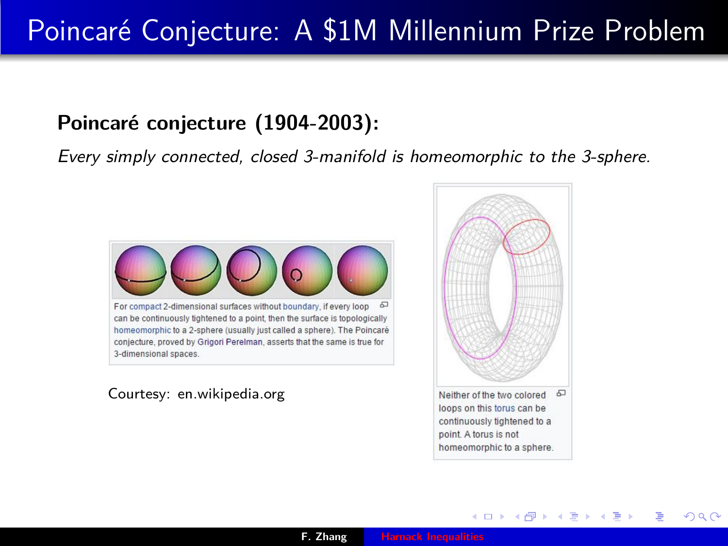# Poincaré Conjecture: A $1M Millennium Prize Problem

**Poincaré conjecture (1904-2003):**

*Every simply connected, closed 3-manifold is homeomorphic to the 3-sphere.*

For compact 2-dimensional surfaces without boundary, if every loop can be continuously tightened to a point, then the surface is topologically homeomorphic to a 2-sphere (usually just called a sphere). The Poincaré conjecture, proved by Grigori Perelman, asserts that the same is true for 3-dimensional spaces.

Courtesy: en.wikipedia.org

Neither of the two colored loops on this torus can be continuously tightened to a point. A torus is not homeomorphic to a sphere.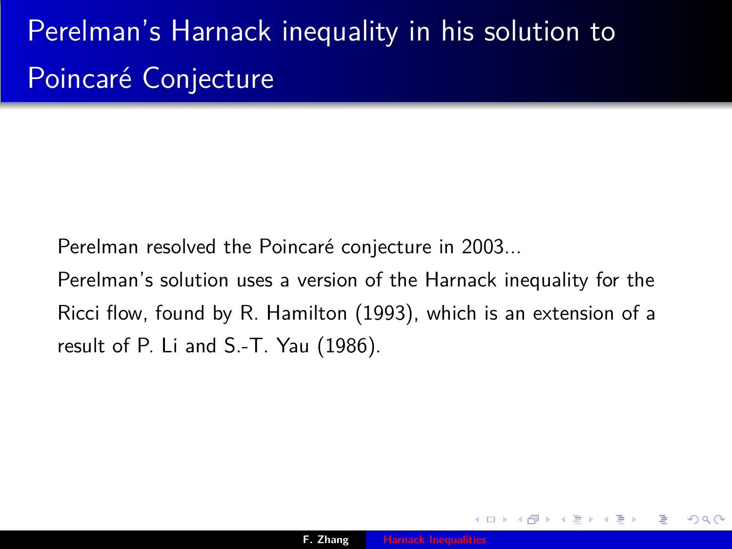# Perelman's Harnack inequality in his solution to Poincaré Conjecture

Perelman resolved the Poincaré conjecture in 2003...

Perelman's solution uses a version of the Harnack inequality for the Ricci flow, found by R. Hamilton (1993), which is an extension of a result of P. Li and S.-T. Yau (1986).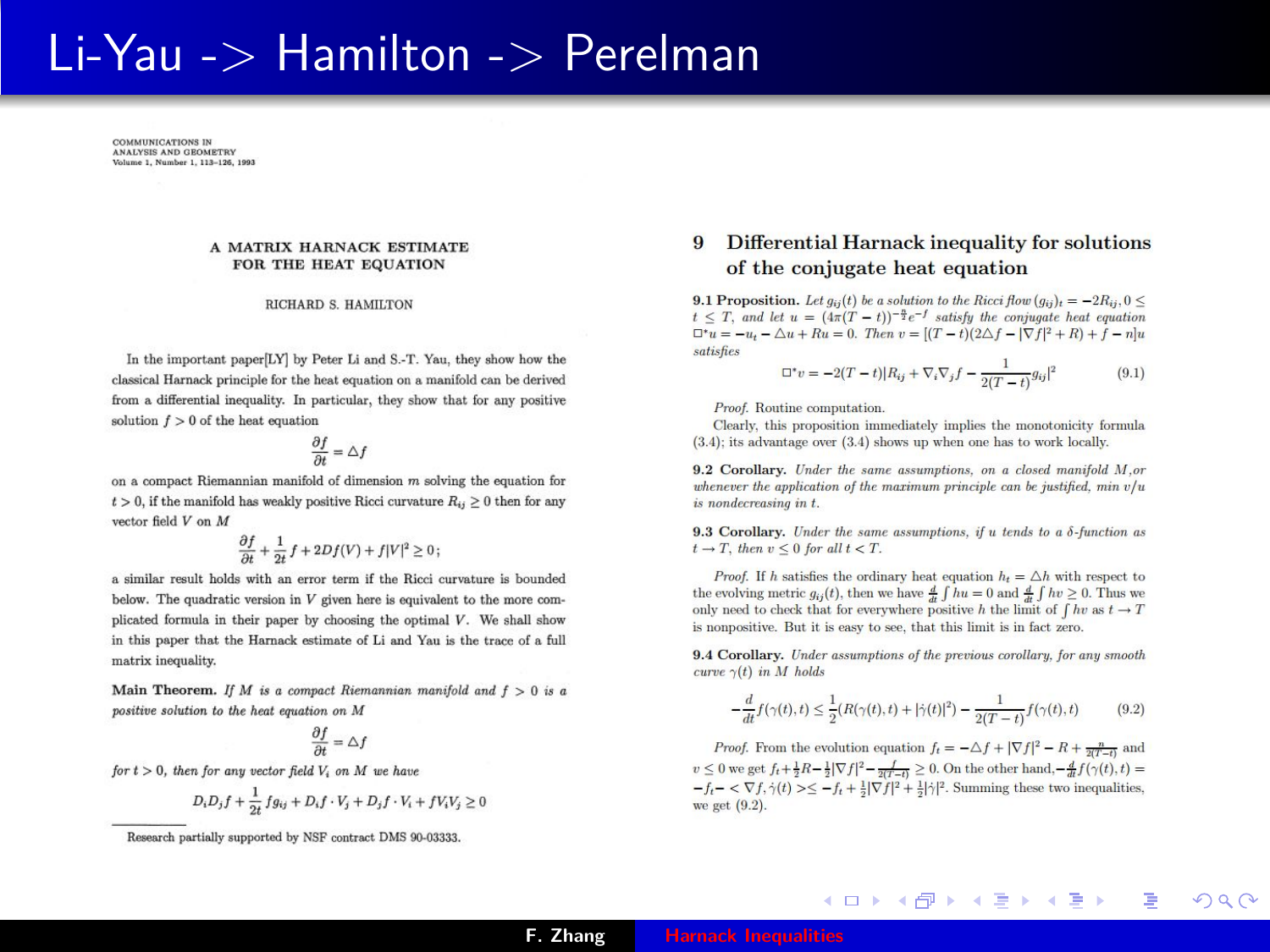# Li-Yau -> Hamilton -> Perelman

COMMUNICATIONS IN ANALYSIS AND GEOMETRY
Volume 1, Number 1, 113-126, 1993

## A MATRIX HARNACK ESTIMATE FOR THE HEAT EQUATION

RICHARD S. HAMILTON

In the important paper[LY] by Peter Li and S.-T. Yau, they show how the classical Harnack principle for the heat equation on a manifold can be derived from a differential inequality. In particular, they show that for any positive solution $f > 0$ of the heat equation

$$\frac{\partial f}{\partial t} = \Delta f$$

on a compact Riemannian manifold of dimension $m$ solving the equation for $t > 0$, if the manifold has weakly positive Ricci curvature $R_{ij} \geq 0$ then for any vector field $V$ on $M$

$$\frac{\partial f}{\partial t} + \frac{1}{2t} f + 2Df(V) + f|V|^2 \geq 0;$$

a similar result holds with an error term if the Ricci curvature is bounded below. The quadratic version in $V$ given here is equivalent to the more complicated formula in their paper by choosing the optimal $V$. We shall show in this paper that the Harnack estimate of Li and Yau is the trace of a full matrix inequality.

**Main Theorem.** *If $M$ is a compact Riemannian manifold and $f > 0$ is a positive solution to the heat equation on $M$*

$$\frac{\partial f}{\partial t} = \Delta f$$

*for $t > 0$, then for any vector field $V_i$ on $M$ we have*

$$D_i D_j f + \frac{1}{2t} f g_{ij} + D_i f \cdot V_j + D_j f \cdot V_i + f V_i V_j \geq 0$$

Research partially supported by NSF contract DMS 90-03333.

## 9 Differential Harnack inequality for solutions of the conjugate heat equation

**9.1 Proposition.** *Let $g_{ij}(t)$ be a solution to the Ricci flow $(g_{ij})_t = -2R_{ij}, 0 \leq t \leq T$, and let $u = (4\pi(T-t))^{-\frac{n}{2}} e^{-f}$ satisfy the conjugate heat equation $\Box^* u = -u_t - \triangle u + Ru = 0$. Then $v = [(T-t)(2\triangle f - |\nabla f|^2 + R) + f - n]u$ satisfies*

$$\Box^* v = -2(T-t)|R_{ij} + \nabla_i \nabla_j f - \frac{1}{2(T-t)} g_{ij}|^2 \qquad (9.1)$$

*Proof.* Routine computation.

Clearly, this proposition immediately implies the monotonicity formula (3.4); its advantage over (3.4) shows up when one has to work locally.

**9.2 Corollary.** *Under the same assumptions, on a closed manifold $M$, or whenever the application of the maximum principle can be justified, min $v/u$ is nondecreasing in $t$.*

**9.3 Corollary.** *Under the same assumptions, if $u$ tends to a $\delta$-function as $t \to T$, then $v \leq 0$ for all $t < T$.*

*Proof.* If $h$ satisfies the ordinary heat equation $h_t = \triangle h$ with respect to the evolving metric $g_{ij}(t)$, then we have $\frac{d}{dt}\int hu = 0$ and $\frac{d}{dt}\int hv \geq 0$. Thus we only need to check that for everywhere positive $h$ the limit of $\int hv$ as $t \to T$ is nonpositive. But it is easy to see, that this limit is in fact zero.

**9.4 Corollary.** *Under assumptions of the previous corollary, for any smooth curve $\gamma(t)$ in $M$ holds*

$$-\frac{d}{dt} f(\gamma(t), t) \leq \frac{1}{2}(R(\gamma(t), t) + |\dot\gamma(t)|^2) - \frac{1}{2(T-t)} f(\gamma(t), t) \qquad (9.2)$$

*Proof.* From the evolution equation $f_t = -\triangle f + |\nabla f|^2 - R + \frac{n}{2(T-t)}$ and $v \leq 0$ we get $f_t + \frac{1}{2}R - \frac{1}{2}|\nabla f|^2 - \frac{f}{2(T-t)} \geq 0$. On the other hand, $-\frac{d}{dt} f(\gamma(t), t) = -f_t - \langle \nabla f, \dot\gamma(t) \rangle \leq -f_t + \frac{1}{2}|\nabla f|^2 + \frac{1}{2}|\dot\gamma|^2$. Summing these two inequalities, we get (9.2).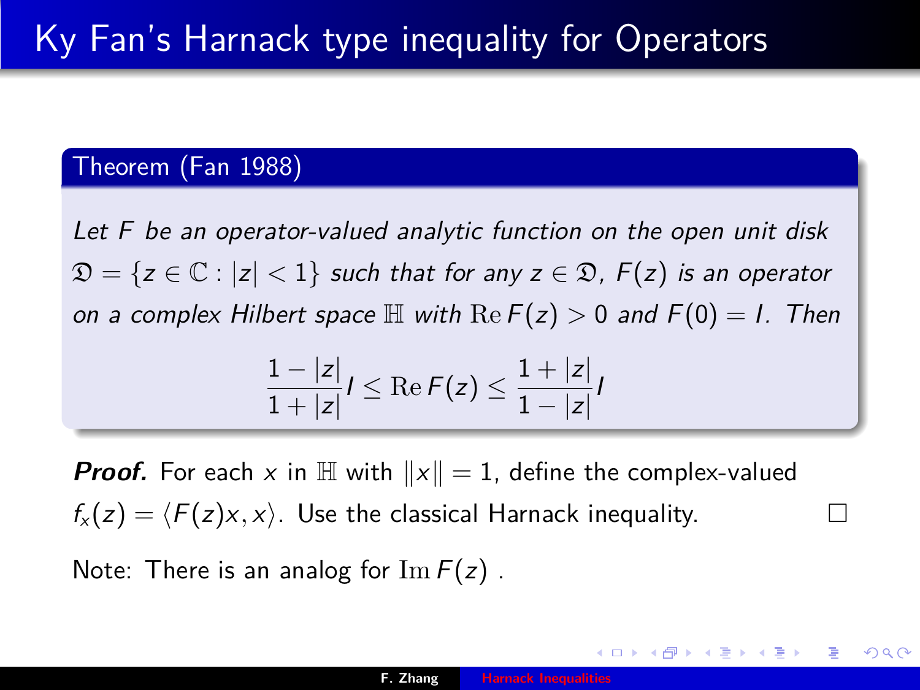# Ky Fan's Harnack type inequality for Operators

**Theorem (Fan 1988)**

*Let $F$ be an operator-valued analytic function on the open unit disk $\mathfrak{D} = \{z \in \mathbb{C} : |z| < 1\}$ such that for any $z \in \mathfrak{D}$, $F(z)$ is an operator on a complex Hilbert space $\mathbb{H}$ with $\mathrm{Re}\, F(z) > 0$ and $F(0) = I$. Then*

$$\frac{1-|z|}{1+|z|} I \leq \mathrm{Re}\, F(z) \leq \frac{1+|z|}{1-|z|} I$$

***Proof.*** For each $x$ in $\mathbb{H}$ with $\|x\| = 1$, define the complex-valued $f_x(z) = \langle F(z)x, x \rangle$. Use the classical Harnack inequality. □

Note: There is an analog for $\mathrm{Im}\, F(z)$ .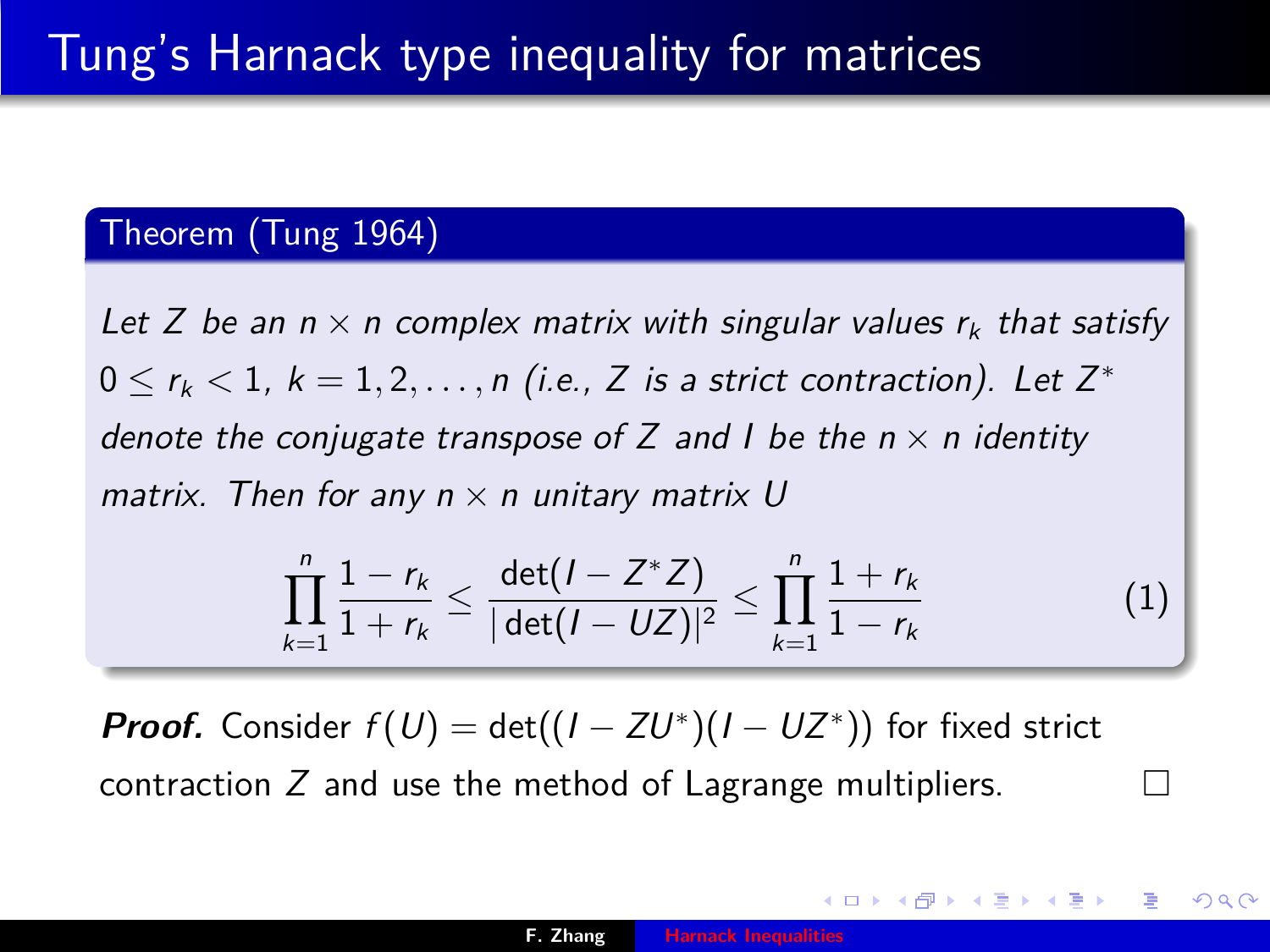# Tung's Harnack type inequality for matrices

**Theorem (Tung 1964)**

*Let $Z$ be an $n \times n$ complex matrix with singular values $r_k$ that satisfy $0 \le r_k < 1$, $k = 1, 2, \ldots, n$ (i.e., $Z$ is a strict contraction). Let $Z^*$ denote the conjugate transpose of $Z$ and $I$ be the $n \times n$ identity matrix. Then for any $n \times n$ unitary matrix $U$*

$$\prod_{k=1}^{n} \frac{1 - r_k}{1 + r_k} \le \frac{\det(I - Z^* Z)}{|\det(I - UZ)|^2} \le \prod_{k=1}^{n} \frac{1 + r_k}{1 - r_k} \tag{1}$$

***Proof.*** Consider $f(U) = \det((I - ZU^*)(I - UZ^*))$ for fixed strict contraction $Z$ and use the method of Lagrange multipliers. □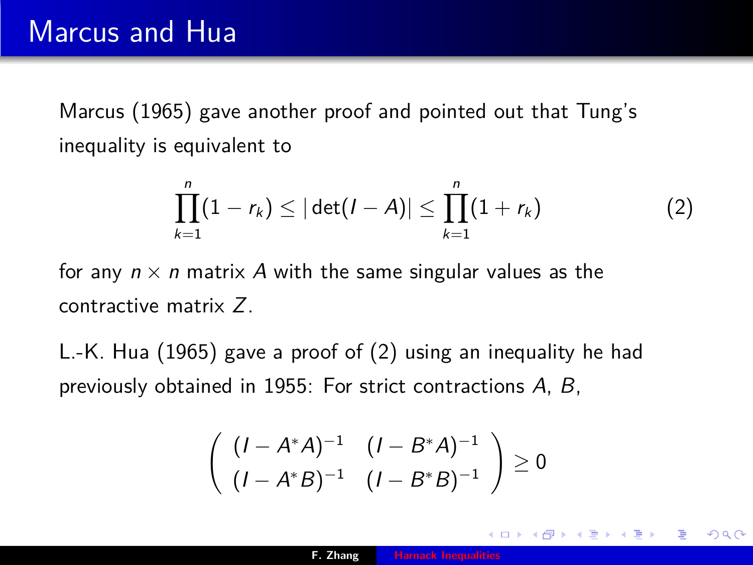# Marcus and Hua

Marcus (1965) gave another proof and pointed out that Tung's inequality is equivalent to

$$\prod_{k=1}^{n}(1 - r_k) \leq |\det(I - A)| \leq \prod_{k=1}^{n}(1 + r_k) \tag{2}$$

for any $n \times n$ matrix $A$ with the same singular values as the contractive matrix $Z$.

L.-K. Hua (1965) gave a proof of (2) using an inequality he had previously obtained in 1955: For strict contractions $A$, $B$,

$$\begin{pmatrix} (I - A^*A)^{-1} & (I - B^*A)^{-1} \\ (I - A^*B)^{-1} & (I - B^*B)^{-1} \end{pmatrix} \geq 0$$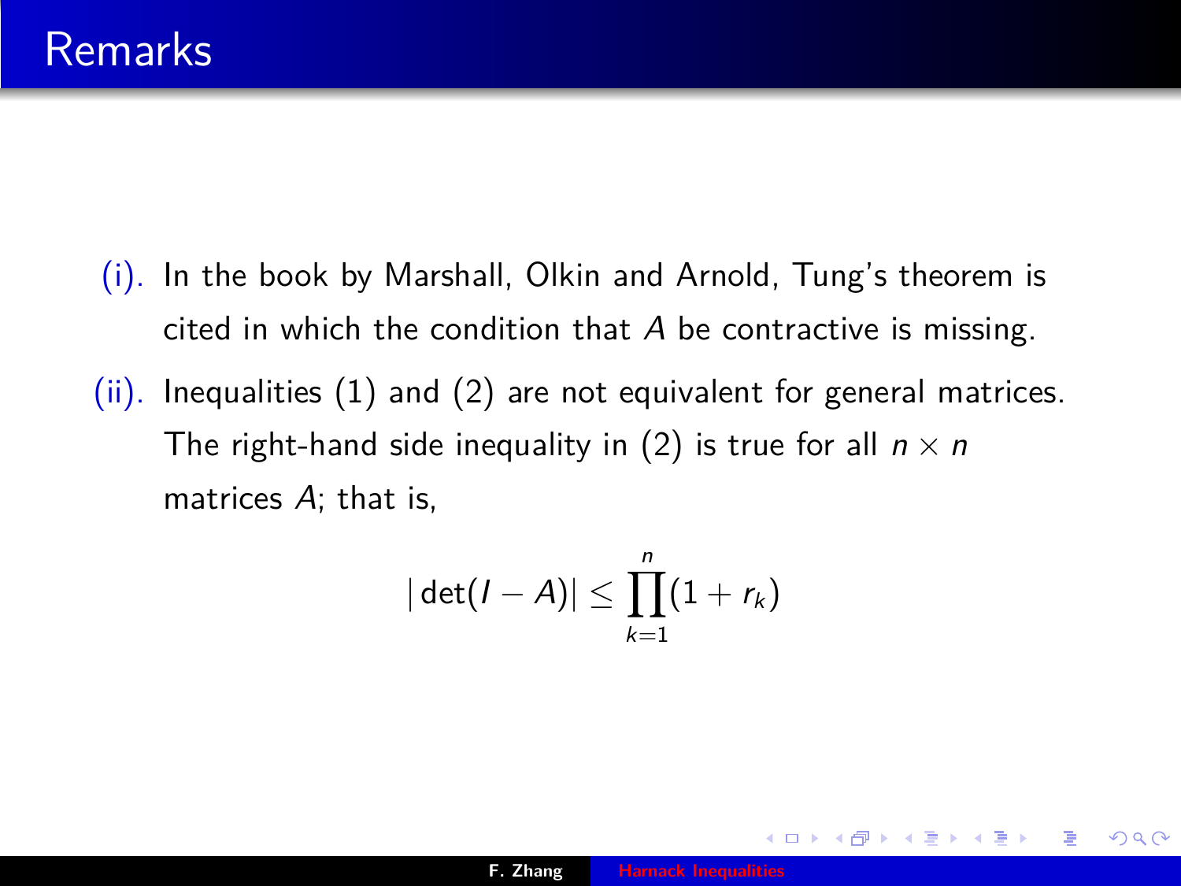# Remarks

(i). In the book by Marshall, Olkin and Arnold, Tung's theorem is cited in which the condition that $A$ be contractive is missing.

(ii). Inequalities (1) and (2) are not equivalent for general matrices. The right-hand side inequality in (2) is true for all $n \times n$ matrices $A$; that is,

$$|\det(I - A)| \le \prod_{k=1}^{n} (1 + r_k)$$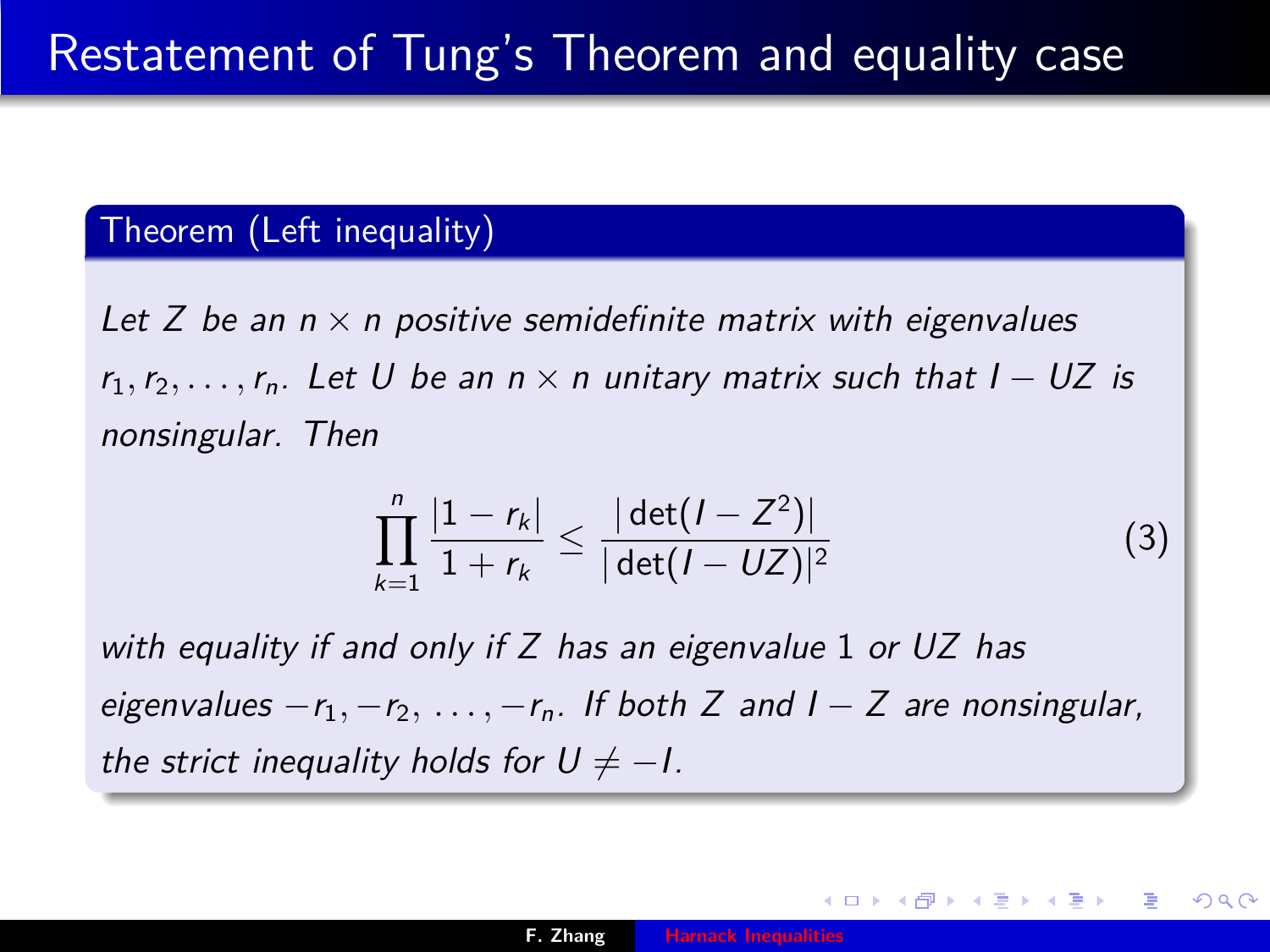# Restatement of Tung's Theorem and equality case

**Theorem (Left inequality)**

*Let $Z$ be an $n \times n$ positive semidefinite matrix with eigenvalues $r_1, r_2, \ldots, r_n$. Let $U$ be an $n \times n$ unitary matrix such that $I - UZ$ is nonsingular. Then*

$$\prod_{k=1}^{n} \frac{|1 - r_k|}{1 + r_k} \leq \frac{|\det(I - Z^2)|}{|\det(I - UZ)|^2} \tag{3}$$

*with equality if and only if $Z$ has an eigenvalue 1 or $UZ$ has eigenvalues $-r_1, -r_2, \ldots, -r_n$. If both $Z$ and $I - Z$ are nonsingular, the strict inequality holds for $U \neq -I$.*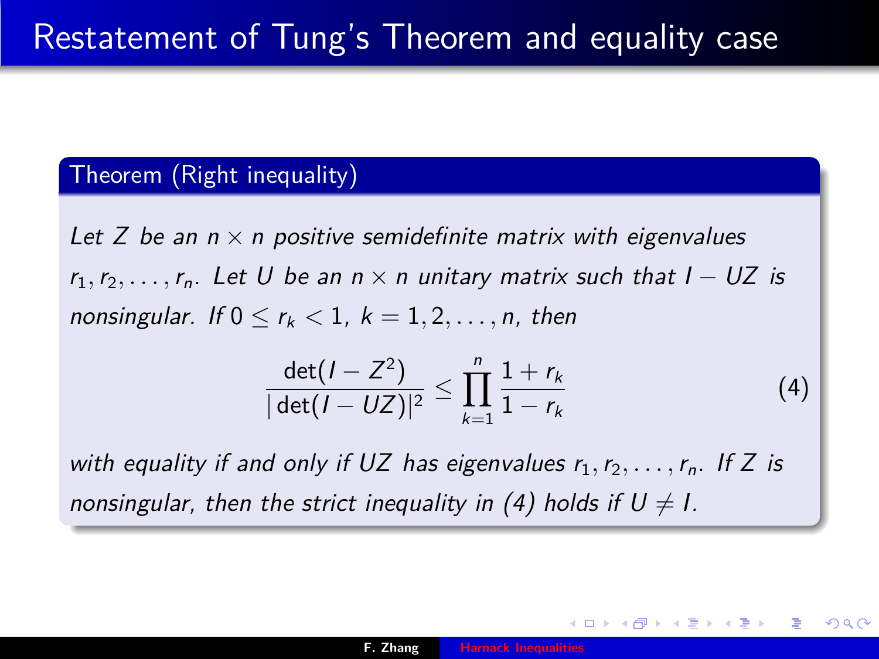# Restatement of Tung's Theorem and equality case

**Theorem (Right inequality)**

*Let $Z$ be an $n \times n$ positive semidefinite matrix with eigenvalues $r_1, r_2, \ldots, r_n$. Let $U$ be an $n \times n$ unitary matrix such that $I - UZ$ is nonsingular. If $0 \le r_k < 1$, $k = 1, 2, \ldots, n$, then*

$$\frac{\det(I - Z^2)}{|\det(I - UZ)|^2} \le \prod_{k=1}^{n} \frac{1 + r_k}{1 - r_k} \tag{4}$$

*with equality if and only if $UZ$ has eigenvalues $r_1, r_2, \ldots, r_n$. If $Z$ is nonsingular, then the strict inequality in (4) holds if $U \neq I$.*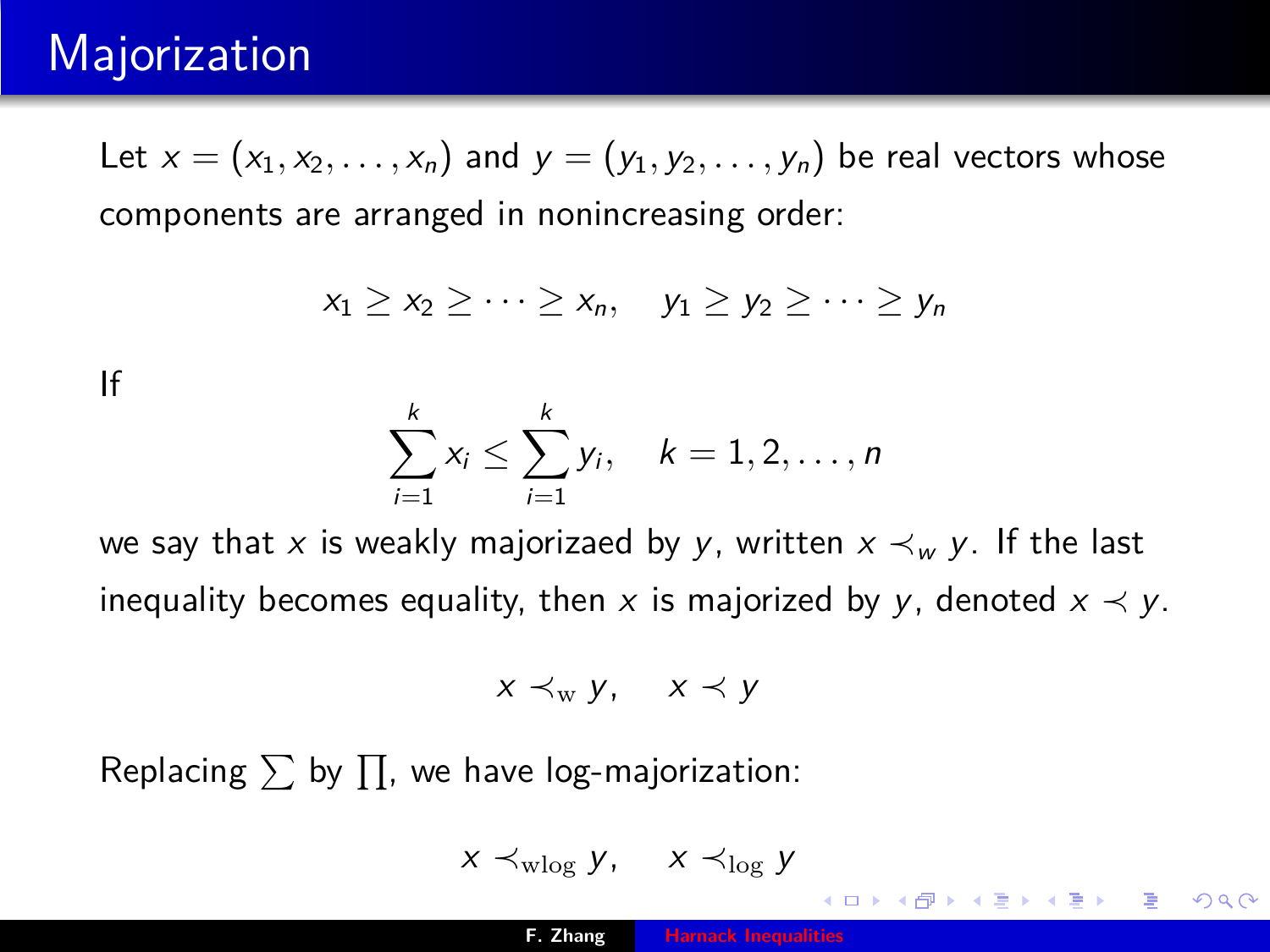# Majorization

Let $x = (x_1, x_2, \ldots, x_n)$ and $y = (y_1, y_2, \ldots, y_n)$ be real vectors whose components are arranged in nonincreasing order:

$$x_1 \geq x_2 \geq \cdots \geq x_n, \quad y_1 \geq y_2 \geq \cdots \geq y_n$$

If

$$\sum_{i=1}^{k} x_i \leq \sum_{i=1}^{k} y_i, \quad k = 1, 2, \ldots, n$$

we say that $x$ is weakly majorizaed by $y$, written $x \prec_w y$. If the last inequality becomes equality, then $x$ is majorized by $y$, denoted $x \prec y$.

$$x \prec_{\mathrm{w}} y, \quad x \prec y$$

Replacing $\sum$ by $\prod$, we have log-majorization:

$$x \prec_{\mathrm{wlog}} y, \quad x \prec_{\log} y$$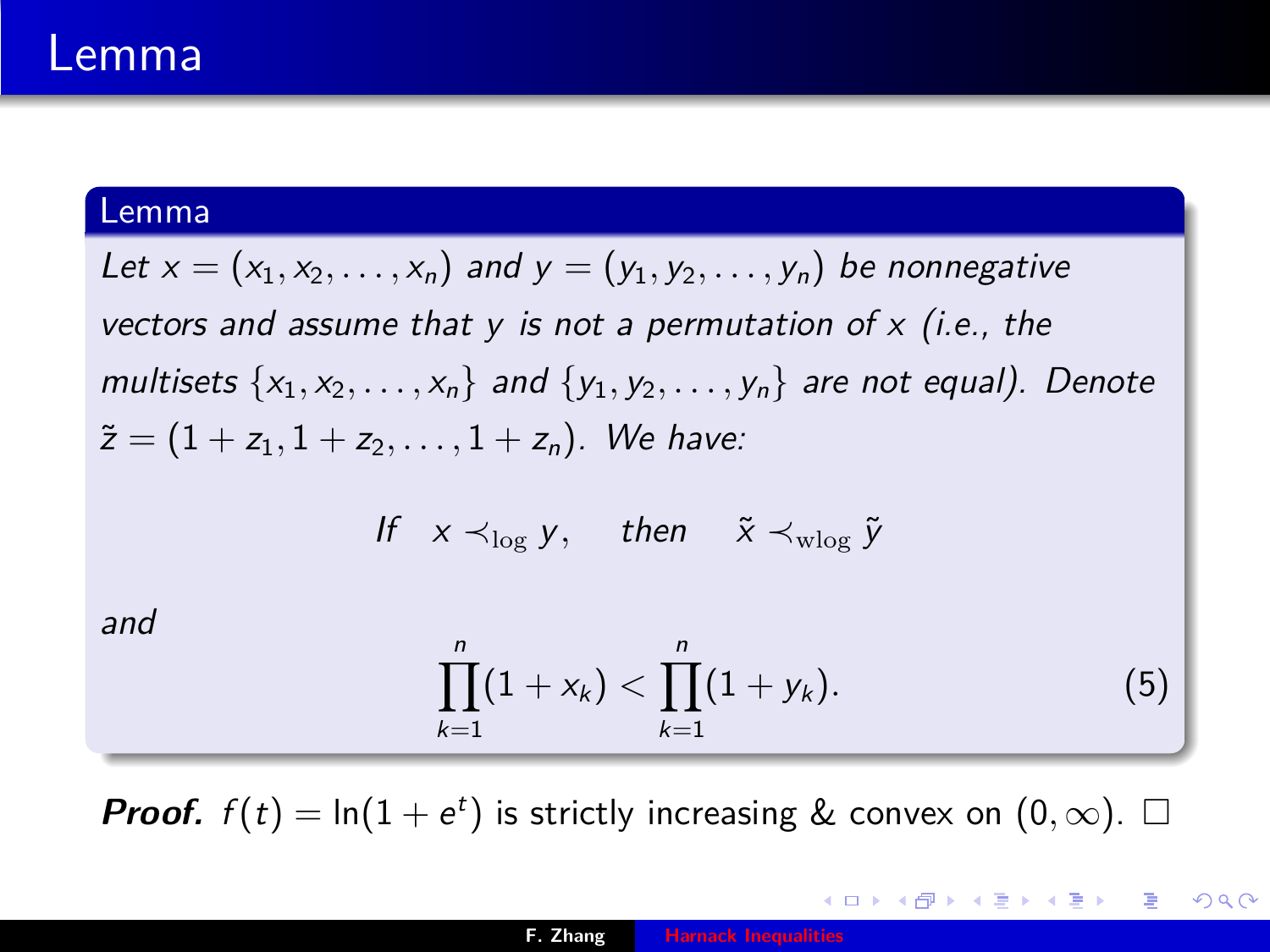# Lemma

**Lemma**

*Let $x = (x_1, x_2, \ldots, x_n)$ and $y = (y_1, y_2, \ldots, y_n)$ be nonnegative vectors and assume that $y$ is not a permutation of $x$ (i.e., the multisets $\{x_1, x_2, \ldots, x_n\}$ and $\{y_1, y_2, \ldots, y_n\}$ are not equal). Denote $\tilde{z} = (1 + z_1, 1 + z_2, \ldots, 1 + z_n)$. We have:*

$$\text{If} \quad x \prec_{\log} y, \qquad \text{then} \qquad \tilde{x} \prec_{\text{wlog}} \tilde{y}$$

*and*

$$\prod_{k=1}^{n} (1 + x_k) < \prod_{k=1}^{n} (1 + y_k). \tag{5}$$

***Proof.*** $f(t) = \ln(1 + e^t)$ is strictly increasing & convex on $(0, \infty)$. $\square$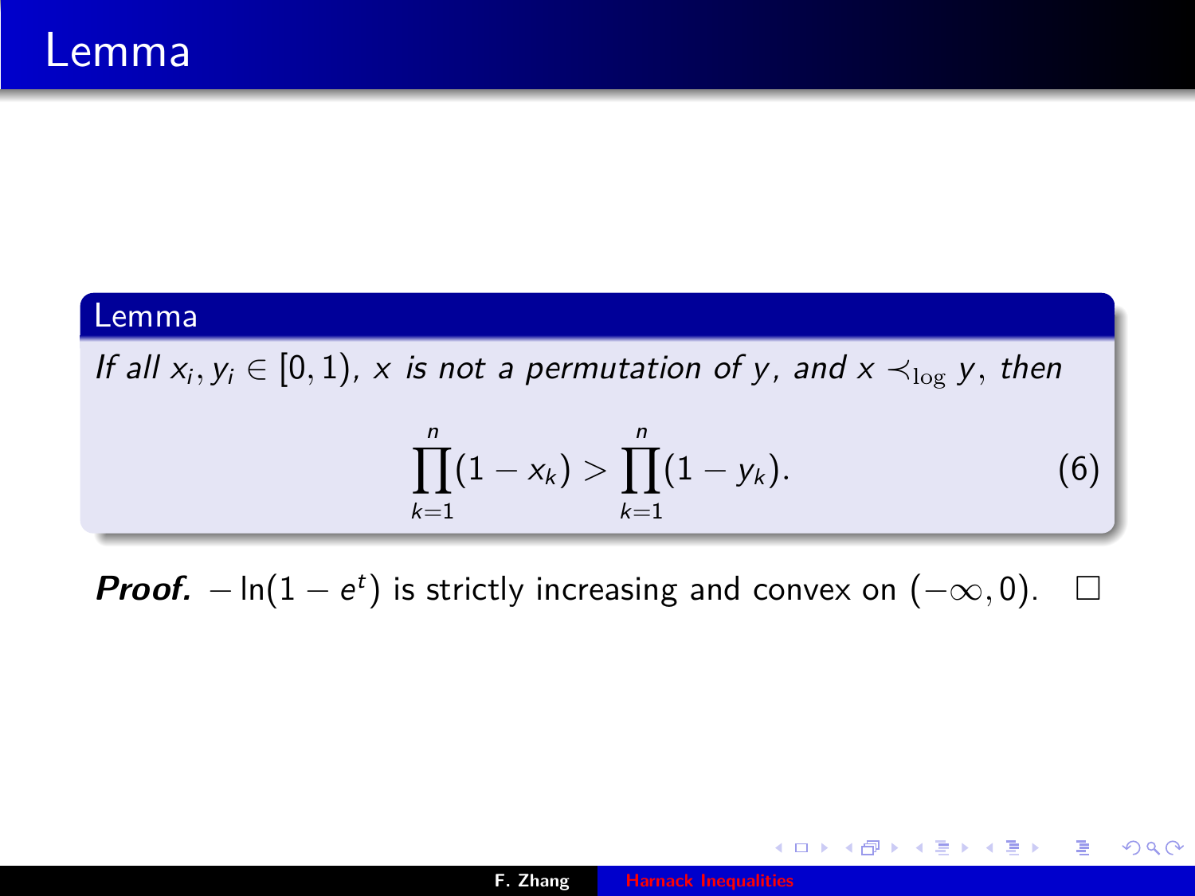# Lemma

**Lemma**

*If all $x_i, y_i \in [0, 1)$, $x$ is not a permutation of $y$, and $x \prec_{\log} y$, then*

$$\prod_{k=1}^{n}(1 - x_k) > \prod_{k=1}^{n}(1 - y_k). \tag{6}$$

***Proof.*** $-\ln(1 - e^t)$ is strictly increasing and convex on $(-\infty, 0)$. □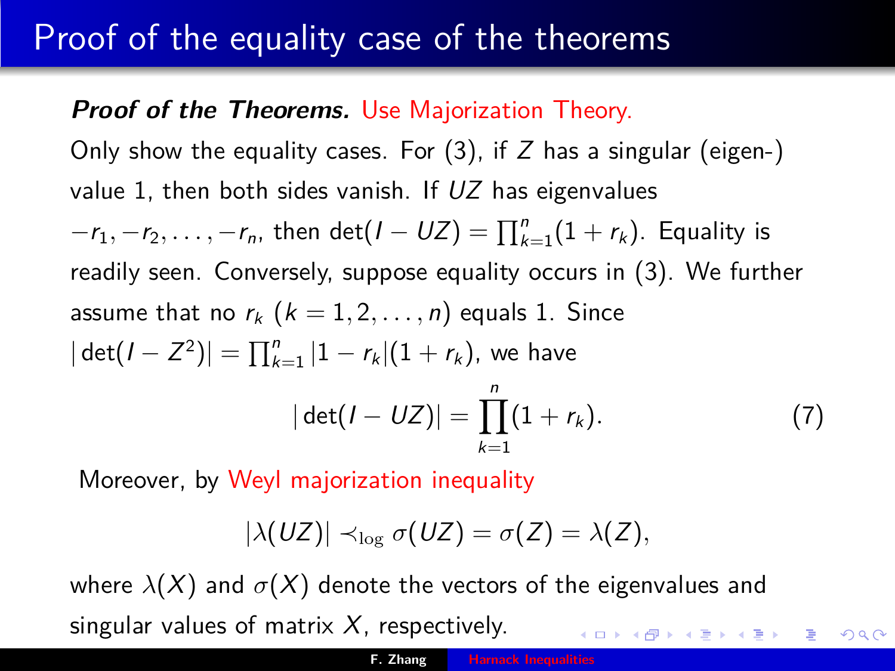# Proof of the equality case of the theorems

***Proof of the Theorems.*** Use Majorization Theory.

Only show the equality cases. For (3), if $Z$ has a singular (eigen-) value 1, then both sides vanish. If $UZ$ has eigenvalues $-r_1, -r_2, \ldots, -r_n$, then $\det(I - UZ) = \prod_{k=1}^n (1 + r_k)$. Equality is readily seen. Conversely, suppose equality occurs in (3). We further assume that no $r_k$ ($k = 1, 2, \ldots, n$) equals 1. Since $|\det(I - Z^2)| = \prod_{k=1}^n |1 - r_k|(1 + r_k)$, we have

$$|\det(I - UZ)| = \prod_{k=1}^{n} (1 + r_k). \tag{7}$$

Moreover, by Weyl majorization inequality

$$|\lambda(UZ)| \prec_{\log} \sigma(UZ) = \sigma(Z) = \lambda(Z),$$

where $\lambda(X)$ and $\sigma(X)$ denote the vectors of the eigenvalues and singular values of matrix $X$, respectively.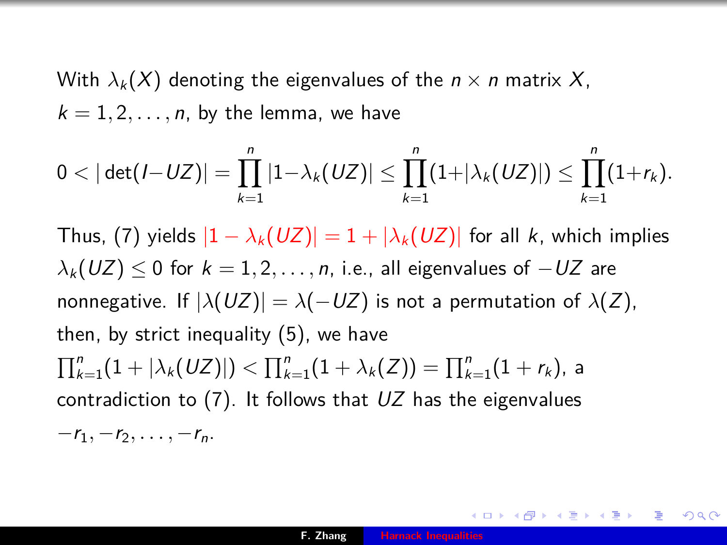With $\lambda_k(X)$ denoting the eigenvalues of the $n \times n$ matrix $X$, $k = 1, 2, \ldots, n$, by the lemma, we have

$$0 < |\det(I - UZ)| = \prod_{k=1}^{n} |1 - \lambda_k(UZ)| \leq \prod_{k=1}^{n} (1 + |\lambda_k(UZ)|) \leq \prod_{k=1}^{n} (1 + r_k).$$

Thus, (7) yields $|1 - \lambda_k(UZ)| = 1 + |\lambda_k(UZ)|$ for all $k$, which implies $\lambda_k(UZ) \leq 0$ for $k = 1, 2, \ldots, n$, i.e., all eigenvalues of $-UZ$ are nonnegative. If $|\lambda(UZ)| = \lambda(-UZ)$ is not a permutation of $\lambda(Z)$, then, by strict inequality (5), we have $\prod_{k=1}^{n}(1 + |\lambda_k(UZ)|) < \prod_{k=1}^{n}(1 + \lambda_k(Z)) = \prod_{k=1}^{n}(1 + r_k)$, a contradiction to (7). It follows that $UZ$ has the eigenvalues $-r_1, -r_2, \ldots, -r_n$.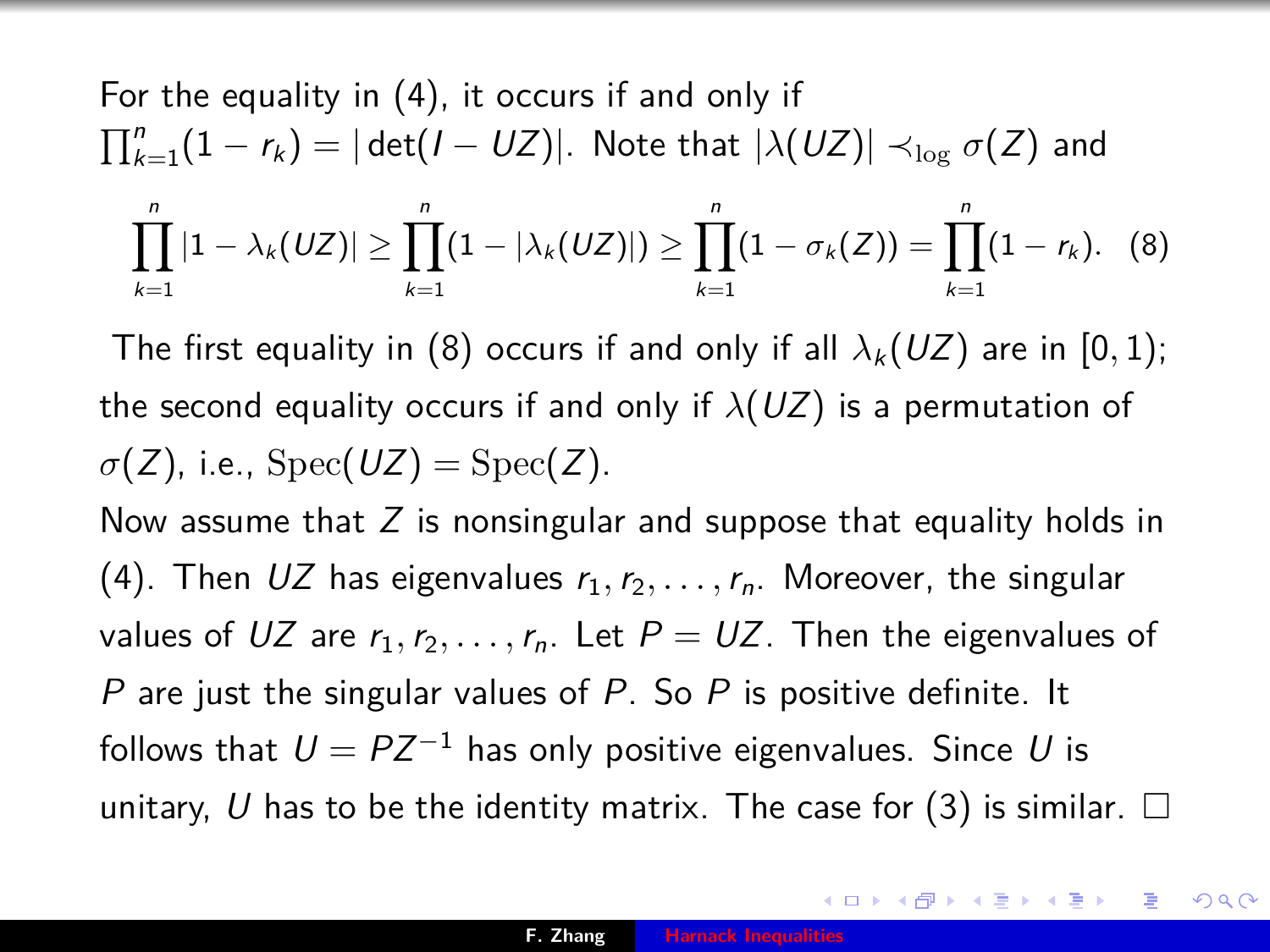For the equality in (4), it occurs if and only if $\prod_{k=1}^{n}(1-r_k) = |\det(I - UZ)|$. Note that $|\lambda(UZ)| \prec_{\log} \sigma(Z)$ and

$$\prod_{k=1}^{n} |1 - \lambda_k(UZ)| \geq \prod_{k=1}^{n}(1 - |\lambda_k(UZ)|) \geq \prod_{k=1}^{n}(1 - \sigma_k(Z)) = \prod_{k=1}^{n}(1 - r_k). \quad (8)$$

The first equality in (8) occurs if and only if all $\lambda_k(UZ)$ are in $[0, 1)$; the second equality occurs if and only if $\lambda(UZ)$ is a permutation of $\sigma(Z)$, i.e., $\mathrm{Spec}(UZ) = \mathrm{Spec}(Z)$.

Now assume that $Z$ is nonsingular and suppose that equality holds in (4). Then $UZ$ has eigenvalues $r_1, r_2, \ldots, r_n$. Moreover, the singular values of $UZ$ are $r_1, r_2, \ldots, r_n$. Let $P = UZ$. Then the eigenvalues of $P$ are just the singular values of $P$. So $P$ is positive definite. It follows that $U = PZ^{-1}$ has only positive eigenvalues. Since $U$ is unitary, $U$ has to be the identity matrix. The case for (3) is similar. □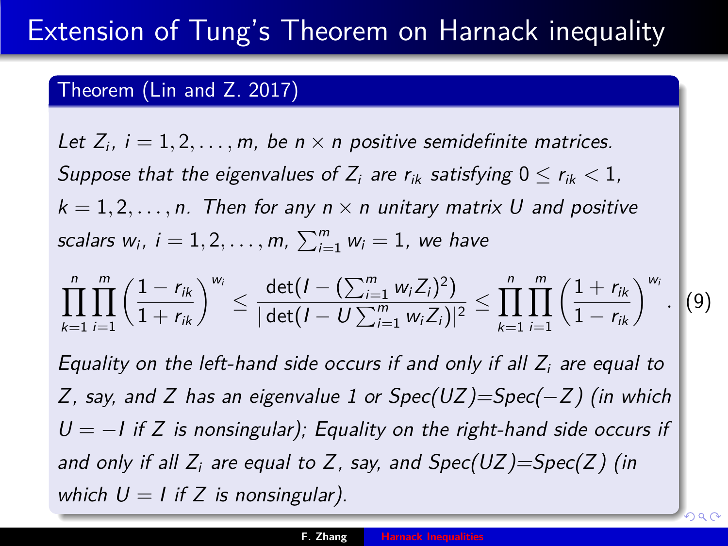# Extension of Tung's Theorem on Harnack inequality

**Theorem (Lin and Z. 2017)**

*Let $Z_i$, $i = 1, 2, \ldots, m$, be $n \times n$ positive semidefinite matrices. Suppose that the eigenvalues of $Z_i$ are $r_{ik}$ satisfying $0 \le r_{ik} < 1$, $k = 1, 2, \ldots, n$. Then for any $n \times n$ unitary matrix $U$ and positive scalars $w_i$, $i = 1, 2, \ldots, m$, $\sum_{i=1}^m w_i = 1$, we have*

$$\prod_{k=1}^n \prod_{i=1}^m \left(\frac{1 - r_{ik}}{1 + r_{ik}}\right)^{w_i} \le \frac{\det(I - (\sum_{i=1}^m w_i Z_i)^2)}{|\det(I - U \sum_{i=1}^m w_i Z_i)|^2} \le \prod_{k=1}^n \prod_{i=1}^m \left(\frac{1 + r_{ik}}{1 - r_{ik}}\right)^{w_i}. \tag{9}$$

*Equality on the left-hand side occurs if and only if all $Z_i$ are equal to $Z$, say, and $Z$ has an eigenvalue 1 or Spec($UZ$)=Spec($-Z$) (in which $U = -I$ if $Z$ is nonsingular); Equality on the right-hand side occurs if and only if all $Z_i$ are equal to $Z$, say, and Spec($UZ$)=Spec($Z$) (in which $U = I$ if $Z$ is nonsingular).*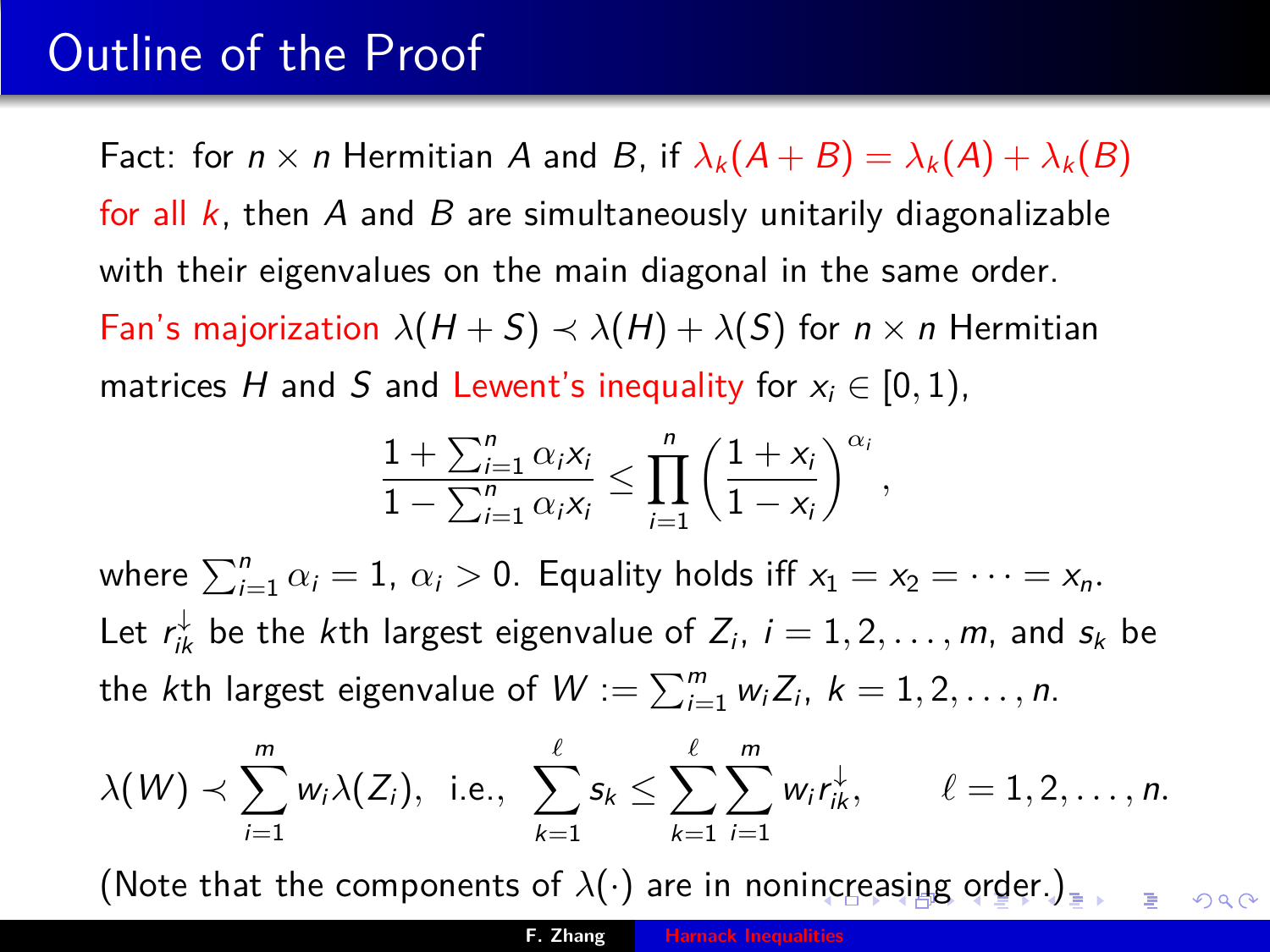# Outline of the Proof

Fact: for $n \times n$ Hermitian $A$ and $B$, if $\lambda_k(A+B) = \lambda_k(A) + \lambda_k(B)$ for all $k$, then $A$ and $B$ are simultaneously unitarily diagonalizable with their eigenvalues on the main diagonal in the same order.

Fan's majorization $\lambda(H+S) \prec \lambda(H) + \lambda(S)$ for $n \times n$ Hermitian matrices $H$ and $S$ and Lewent's inequality for $x_i \in [0, 1)$,

$$\frac{1 + \sum_{i=1}^{n} \alpha_i x_i}{1 - \sum_{i=1}^{n} \alpha_i x_i} \leq \prod_{i=1}^{n} \left( \frac{1 + x_i}{1 - x_i} \right)^{\alpha_i},$$

where $\sum_{i=1}^{n} \alpha_i = 1$, $\alpha_i > 0$. Equality holds iff $x_1 = x_2 = \cdots = x_n$.

Let $r_{ik}^{\downarrow}$ be the $k$th largest eigenvalue of $Z_i$, $i = 1, 2, \ldots, m$, and $s_k$ be the $k$th largest eigenvalue of $W := \sum_{i=1}^{m} w_i Z_i$, $k = 1, 2, \ldots, n$.

$$\lambda(W) \prec \sum_{i=1}^{m} w_i \lambda(Z_i), \text{ i.e., } \sum_{k=1}^{\ell} s_k \leq \sum_{k=1}^{\ell} \sum_{i=1}^{m} w_i r_{ik}^{\downarrow}, \qquad \ell = 1, 2, \ldots, n.$$

(Note that the components of $\lambda(\cdot)$ are in nonincreasing order.)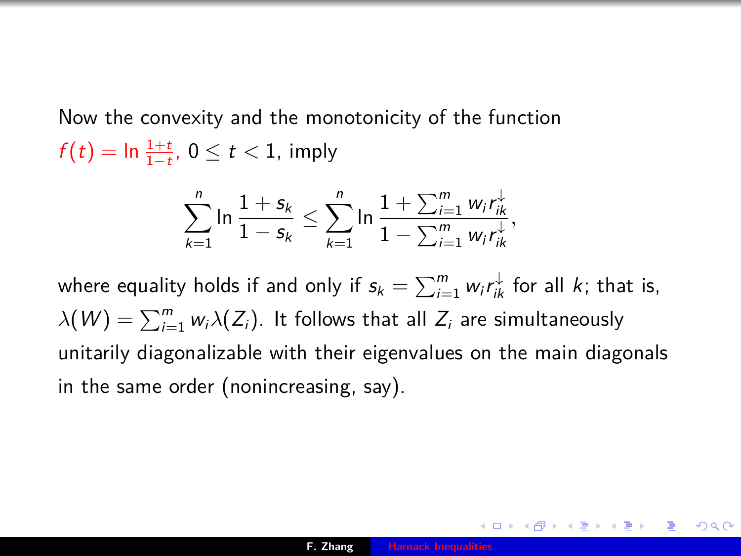Now the convexity and the monotonicity of the function $f(t) = \ln \frac{1+t}{1-t}$, $0 \le t < 1$, imply

$$\sum_{k=1}^{n} \ln \frac{1+s_k}{1-s_k} \le \sum_{k=1}^{n} \ln \frac{1+\sum_{i=1}^{m} w_i r_{ik}^{\downarrow}}{1-\sum_{i=1}^{m} w_i r_{ik}^{\downarrow}},$$

where equality holds if and only if $s_k = \sum_{i=1}^{m} w_i r_{ik}^{\downarrow}$ for all $k$; that is, $\lambda(W) = \sum_{i=1}^{m} w_i \lambda(Z_i)$. It follows that all $Z_i$ are simultaneously unitarily diagonalizable with their eigenvalues on the main diagonals in the same order (nonincreasing, say).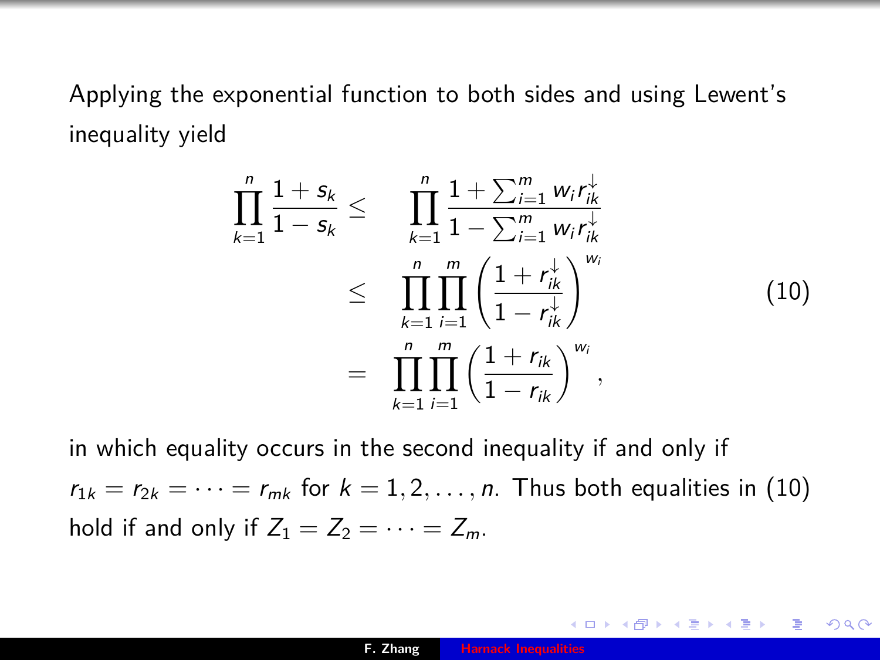Applying the exponential function to both sides and using Lewent's inequality yield

$$
\begin{aligned}
\prod_{k=1}^{n} \frac{1+s_k}{1-s_k} \leq & \quad \prod_{k=1}^{n} \frac{1+\sum_{i=1}^{m} w_i r_{ik}^{\downarrow}}{1-\sum_{i=1}^{m} w_i r_{ik}^{\downarrow}} \\
\leq & \quad \prod_{k=1}^{n} \prod_{i=1}^{m} \left( \frac{1+r_{ik}^{\downarrow}}{1-r_{ik}^{\downarrow}} \right)^{w_i} \\
= & \quad \prod_{k=1}^{n} \prod_{i=1}^{m} \left( \frac{1+r_{ik}}{1-r_{ik}} \right)^{w_i},
\end{aligned}
\tag{10}
$$

in which equality occurs in the second inequality if and only if $r_{1k} = r_{2k} = \cdots = r_{mk}$ for $k = 1, 2, \ldots, n$. Thus both equalities in (10) hold if and only if $Z_1 = Z_2 = \cdots = Z_m$.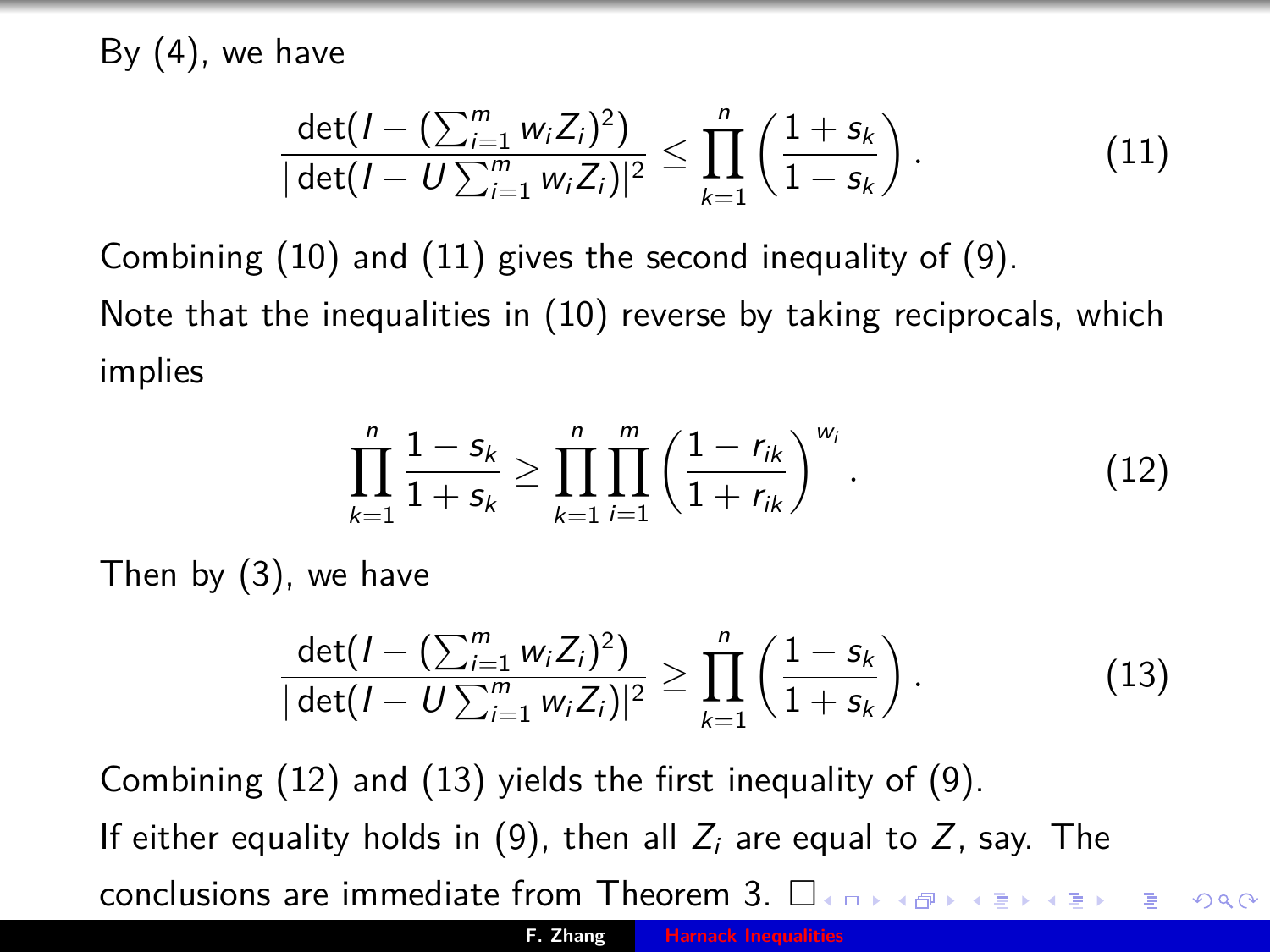By (4), we have

$$\frac{\det(I - (\sum_{i=1}^m w_i Z_i)^2)}{|\det(I - U\sum_{i=1}^m w_i Z_i)|^2} \le \prod_{k=1}^n \left(\frac{1+s_k}{1-s_k}\right). \tag{11}$$

Combining (10) and (11) gives the second inequality of (9).

Note that the inequalities in (10) reverse by taking reciprocals, which implies

$$\prod_{k=1}^n \frac{1-s_k}{1+s_k} \ge \prod_{k=1}^n \prod_{i=1}^m \left(\frac{1-r_{ik}}{1+r_{ik}}\right)^{w_i}. \tag{12}$$

Then by (3), we have

$$\frac{\det(I - (\sum_{i=1}^m w_i Z_i)^2)}{|\det(I - U\sum_{i=1}^m w_i Z_i)|^2} \ge \prod_{k=1}^n \left(\frac{1-s_k}{1+s_k}\right). \tag{13}$$

Combining (12) and (13) yields the first inequality of (9).

If either equality holds in (9), then all $Z_i$ are equal to $Z$, say. The conclusions are immediate from Theorem 3. □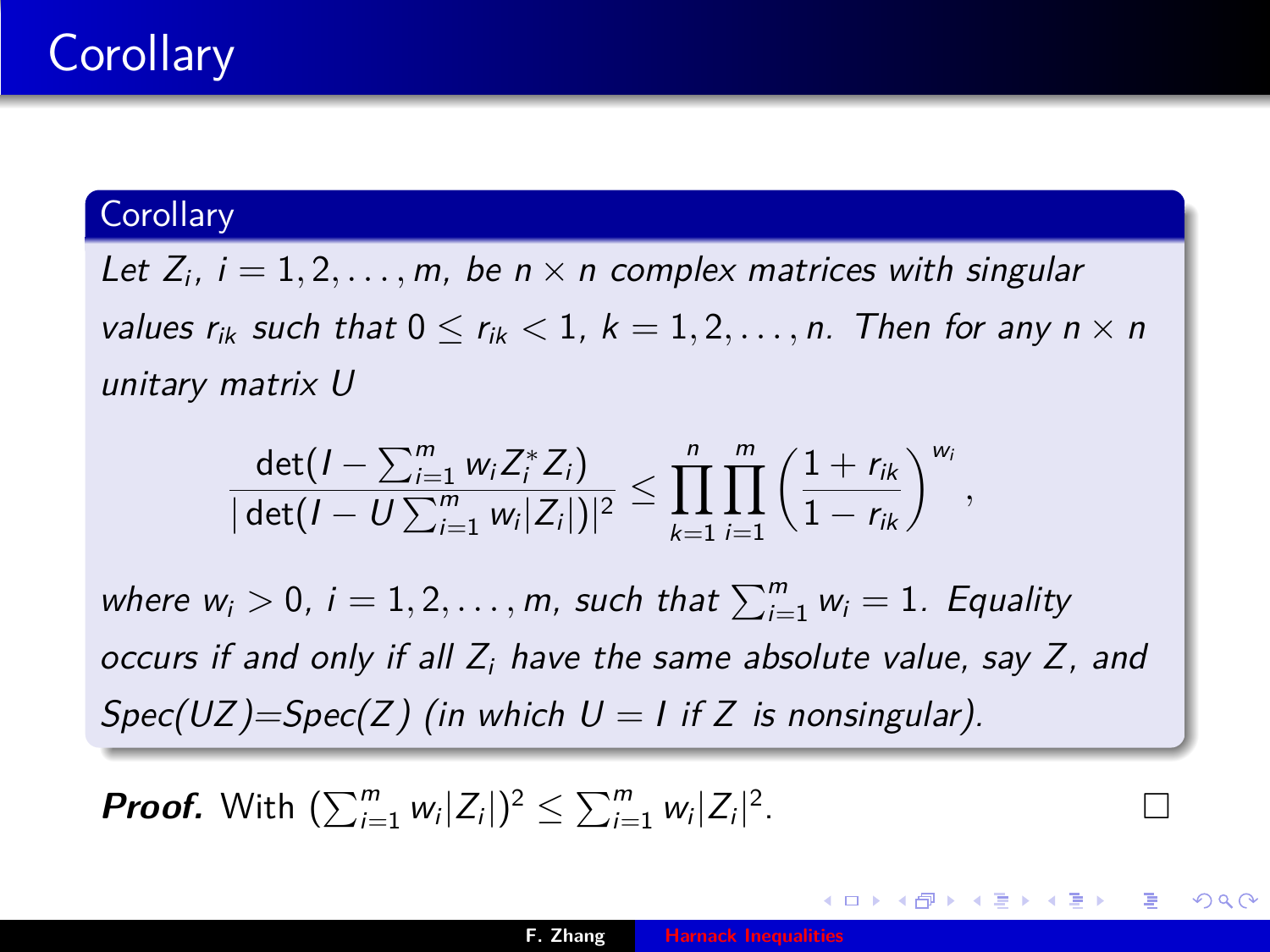# Corollary

**Corollary**

*Let $Z_i$, $i = 1, 2, \ldots, m$, be $n \times n$ complex matrices with singular values $r_{ik}$ such that $0 \leq r_{ik} < 1$, $k = 1, 2, \ldots, n$. Then for any $n \times n$ unitary matrix $U$*

$$\frac{\det(I - \sum_{i=1}^m w_i Z_i^* Z_i)}{|\det(I - U \sum_{i=1}^m w_i |Z_i|)|^2} \leq \prod_{k=1}^n \prod_{i=1}^m \left(\frac{1 + r_{ik}}{1 - r_{ik}}\right)^{w_i},$$

*where $w_i > 0$, $i = 1, 2, \ldots, m$, such that $\sum_{i=1}^m w_i = 1$. Equality occurs if and only if all $Z_i$ have the same absolute value, say $Z$, and Spec($UZ$)=Spec($Z$) (in which $U = I$ if $Z$ is nonsingular).*

***Proof.*** With $(\sum_{i=1}^m w_i |Z_i|)^2 \leq \sum_{i=1}^m w_i |Z_i|^2$. □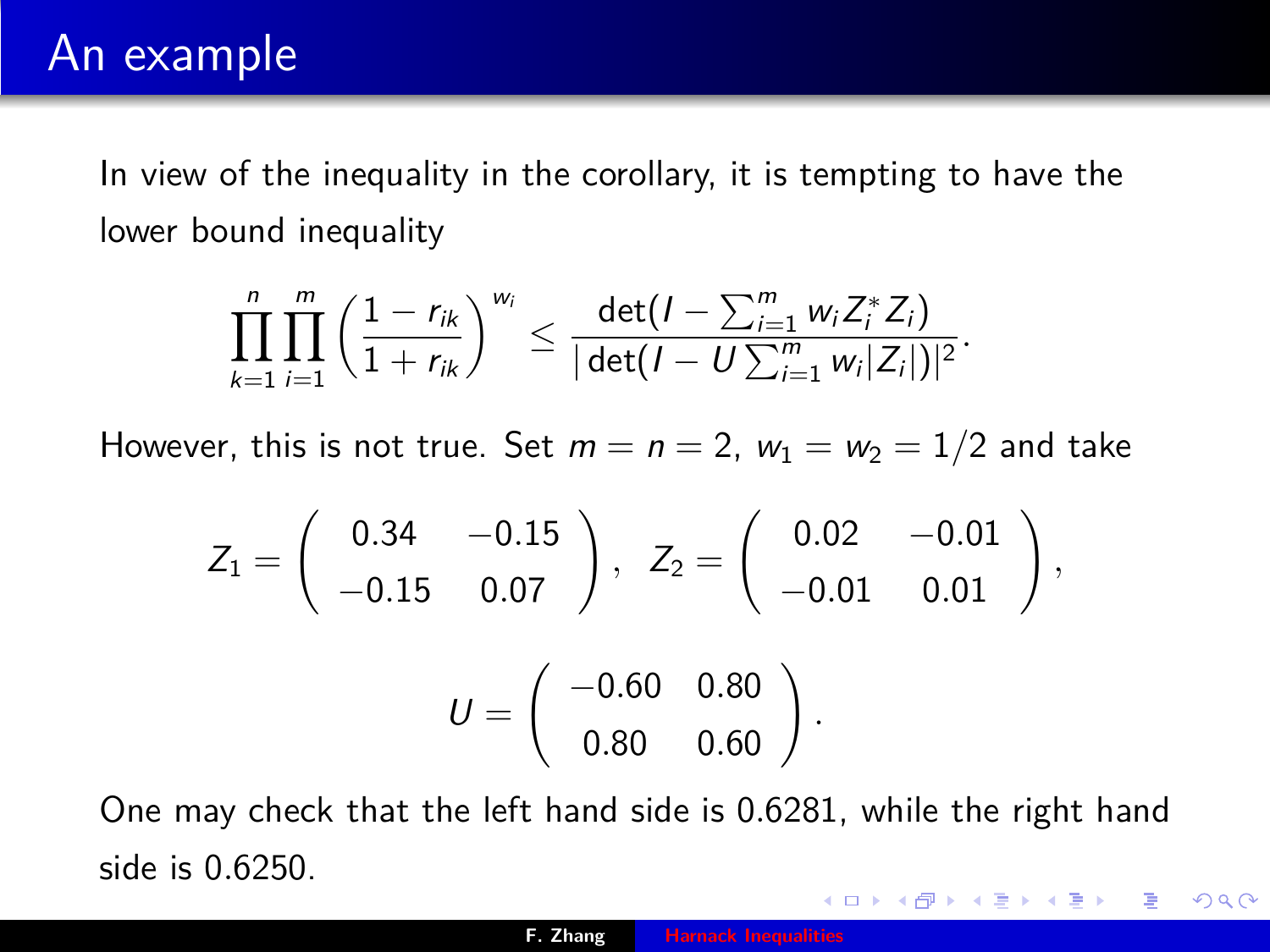# An example

In view of the inequality in the corollary, it is tempting to have the lower bound inequality

$$\prod_{k=1}^{n}\prod_{i=1}^{m}\left(\frac{1-r_{ik}}{1+r_{ik}}\right)^{w_i} \leq \frac{\det(I-\sum_{i=1}^{m} w_i Z_i^* Z_i)}{|\det(I-U\sum_{i=1}^{m} w_i |Z_i|)|^2}.$$

However, this is not true. Set $m = n = 2$, $w_1 = w_2 = 1/2$ and take

$$Z_1 = \begin{pmatrix} 0.34 & -0.15 \\ -0.15 & 0.07 \end{pmatrix}, \quad Z_2 = \begin{pmatrix} 0.02 & -0.01 \\ -0.01 & 0.01 \end{pmatrix},$$

$$U = \begin{pmatrix} -0.60 & 0.80 \\ 0.80 & 0.60 \end{pmatrix}.$$

One may check that the left hand side is 0.6281, while the right hand side is 0.6250.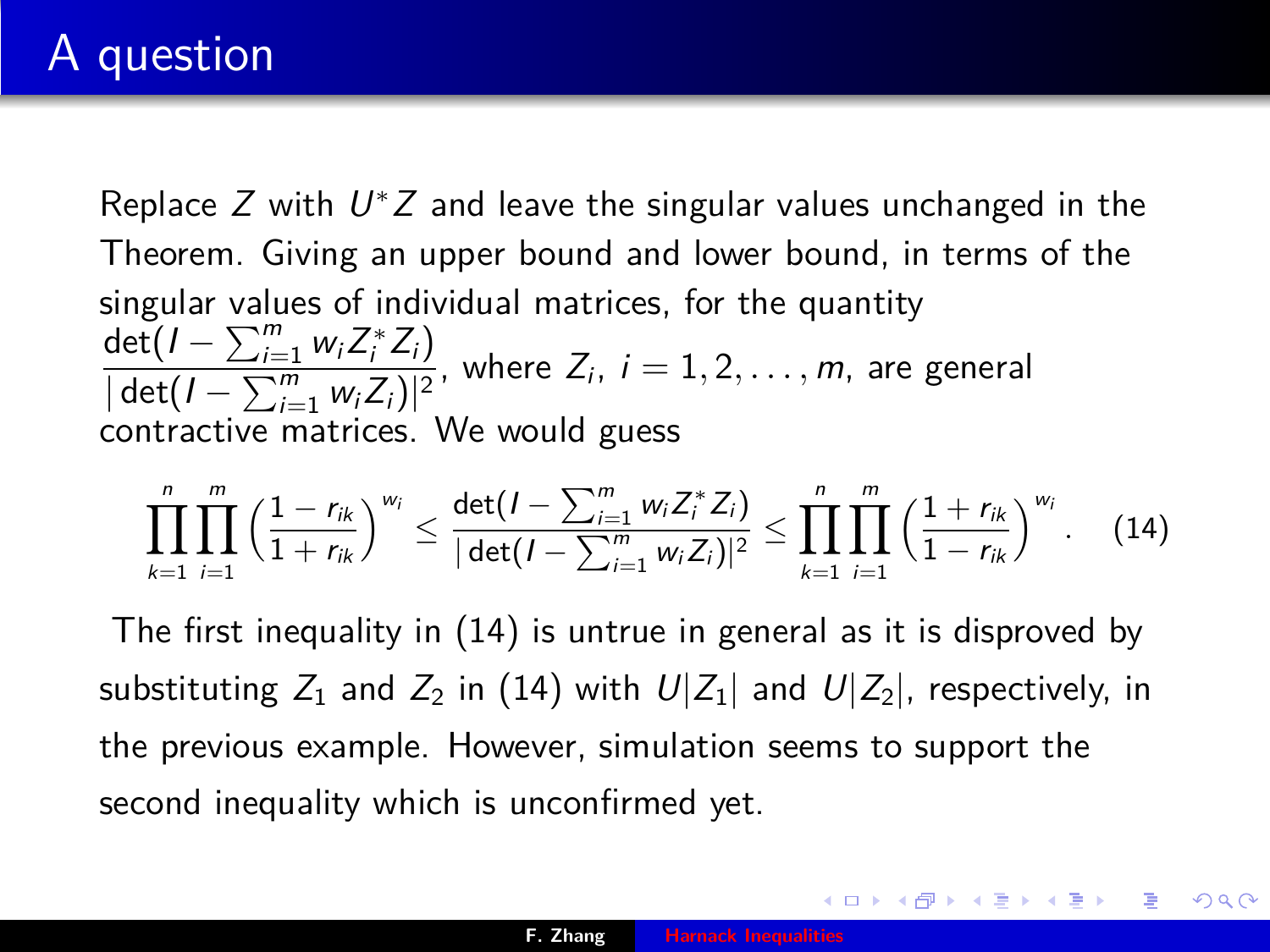# A question

Replace $Z$ with $U^*Z$ and leave the singular values unchanged in the Theorem. Giving an upper bound and lower bound, in terms of the singular values of individual matrices, for the quantity $\dfrac{\det(I - \sum_{i=1}^m w_i Z_i^* Z_i)}{|\det(I - \sum_{i=1}^m w_i Z_i)|^2}$, where $Z_i$, $i = 1, 2, \ldots, m$, are general contractive matrices. We would guess

$$\prod_{k=1}^{n}\prod_{i=1}^{m}\left(\frac{1-r_{ik}}{1+r_{ik}}\right)^{w_i} \leq \frac{\det(I - \sum_{i=1}^m w_i Z_i^* Z_i)}{|\det(I - \sum_{i=1}^m w_i Z_i)|^2} \leq \prod_{k=1}^{n}\prod_{i=1}^{m}\left(\frac{1+r_{ik}}{1-r_{ik}}\right)^{w_i}. \quad (14)$$

The first inequality in (14) is untrue in general as it is disproved by substituting $Z_1$ and $Z_2$ in (14) with $U|Z_1|$ and $U|Z_2|$, respectively, in the previous example. However, simulation seems to support the second inequality which is unconfirmed yet.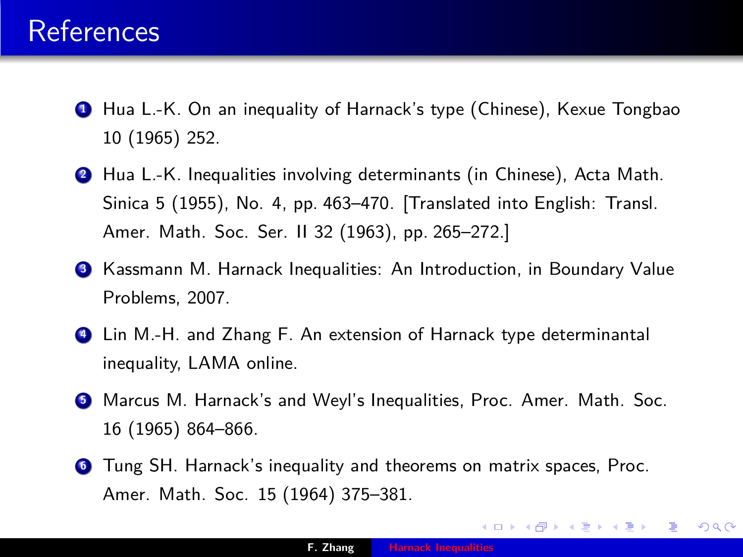# References

1. Hua L.-K. On an inequality of Harnack's type (Chinese), Kexue Tongbao 10 (1965) 252.
2. Hua L.-K. Inequalities involving determinants (in Chinese), Acta Math. Sinica 5 (1955), No. 4, pp. 463–470. [Translated into English: Transl. Amer. Math. Soc. Ser. II 32 (1963), pp. 265–272.]
3. Kassmann M. Harnack Inequalities: An Introduction, in Boundary Value Problems, 2007.
4. Lin M.-H. and Zhang F. An extension of Harnack type determinantal inequality, LAMA online.
5. Marcus M. Harnack's and Weyl's Inequalities, Proc. Amer. Math. Soc. 16 (1965) 864–866.
6. Tung SH. Harnack's inequality and theorems on matrix spaces, Proc. Amer. Math. Soc. 15 (1964) 375–381.